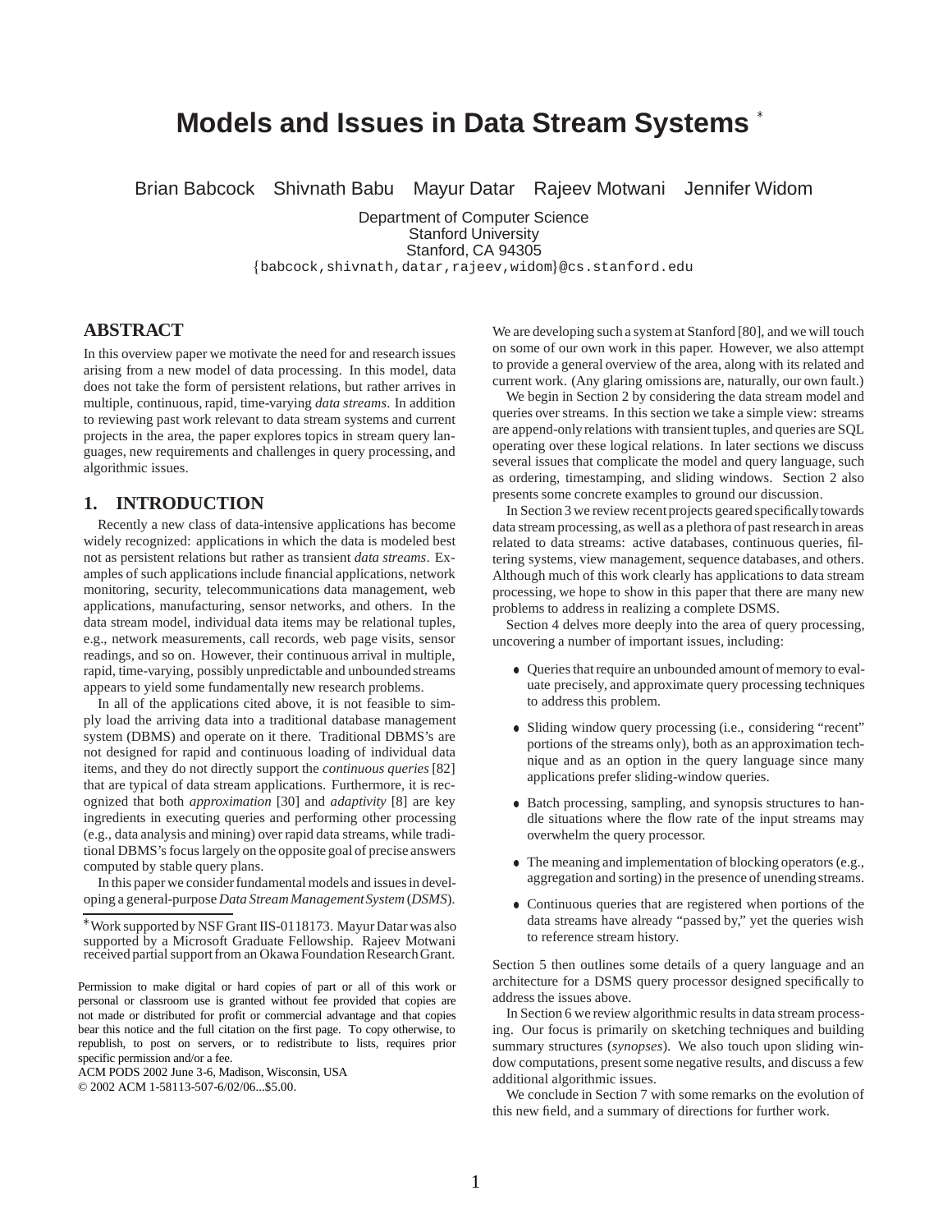# Models and Issues in Data Stream Systems [*]

Brian Babcock Shivnath Babu Mayur Datar Rajeev Motwani Jennifer Widom

Department of Computer Science
Stanford University
Stanford, CA 94305
{babcock,shivnath,datar,rajeev,widom}@cs.stanford.edu

## ABSTRACT

In this overview paper we motivate the need for and research issues arising from a new model of data processing. In this model, data does not take the form of persistent relations, but rather arrives in multiple, continuous, rapid, time-varying *data streams*. In addition to reviewing past work relevant to data stream systems and current projects in the area, the paper explores topics in stream query languages, new requirements and challenges in query processing, and algorithmic issues.

## 1. INTRODUCTION

Recently a new class of data-intensive applications has become widely recognized: applications in which the data is modeled best not as persistent relations but rather as transient *data streams*. Examples of such applications include financial applications, network monitoring, security, telecommunications data management, web applications, manufacturing, sensor networks, and others. In the data stream model, individual data items may be relational tuples, e.g., network measurements, call records, web page visits, sensor readings, and so on. However, their continuous arrival in multiple, rapid, time-varying, possibly unpredictable and unbounded streams appears to yield some fundamentally new research problems.

In all of the applications cited above, it is not feasible to simply load the arriving data into a traditional database management system (DBMS) and operate on it there. Traditional DBMS's are not designed for rapid and continuous loading of individual data items, and they do not directly support the *continuous queries* [82] that are typical of data stream applications. Furthermore, it is recognized that both *approximation* [30] and *adaptivity* [8] are key ingredients in executing queries and performing other processing (e.g., data analysis and mining) over rapid data streams, while traditional DBMS's focus largely on the opposite goal of precise answers computed by stable query plans.

In this paper we consider fundamental models and issues in developing a general-purpose *Data Stream Management System* (*DSMS*). We are developing such a system at Stanford [80], and we will touch on some of our own work in this paper. However, we also attempt to provide a general overview of the area, along with its related and current work. (Any glaring omissions are, naturally, our own fault.)

We begin in Section 2 by considering the data stream model and queries over streams. In this section we take a simple view: streams are append-only relations with transient tuples, and queries are SQL operating over these logical relations. In later sections we discuss several issues that complicate the model and query language, such as ordering, timestamping, and sliding windows. Section 2 also presents some concrete examples to ground our discussion.

In Section 3 we review recent projects geared specifically towards data stream processing, as well as a plethora of past research in areas related to data streams: active databases, continuous queries, filtering systems, view management, sequence databases, and others. Although much of this work clearly has applications to data stream processing, we hope to show in this paper that there are many new problems to address in realizing a complete DSMS.

Section 4 delves more deeply into the area of query processing, uncovering a number of important issues, including:

- Queries that require an unbounded amount of memory to evaluate precisely, and approximate query processing techniques to address this problem.
- Sliding window query processing (i.e., considering "recent" portions of the streams only), both as an approximation technique and as an option in the query language since many applications prefer sliding-window queries.
- Batch processing, sampling, and synopsis structures to handle situations where the flow rate of the input streams may overwhelm the query processor.
- The meaning and implementation of blocking operators (e.g., aggregation and sorting) in the presence of unending streams.
- Continuous queries that are registered when portions of the data streams have already "passed by," yet the queries wish to reference stream history.

Section 5 then outlines some details of a query language and an architecture for a DSMS query processor designed specifically to address the issues above.

In Section 6 we review algorithmic results in data stream processing. Our focus is primarily on sketching techniques and building summary structures (*synopses*). We also touch upon sliding window computations, present some negative results, and discuss a few additional algorithmic issues.

We conclude in Section 7 with some remarks on the evolution of this new field, and a summary of directions for further work.

[*] Work supported by NSF Grant IIS-0118173. Mayur Datar was also supported by a Microsoft Graduate Fellowship. Rajeev Motwani received partial support from an Okawa Foundation Research Grant.

Permission to make digital or hard copies of part or all of this work or personal or classroom use is granted without fee provided that copies are not made or distributed for profit or commercial advantage and that copies bear this notice and the full citation on the first page. To copy otherwise, to republish, to post on servers, or to redistribute to lists, requires prior specific permission and/or a fee.
ACM PODS 2002 June 3-6, Madison, Wisconsin, USA
© 2002 ACM 1-58113-507-6/02/06...$5.00.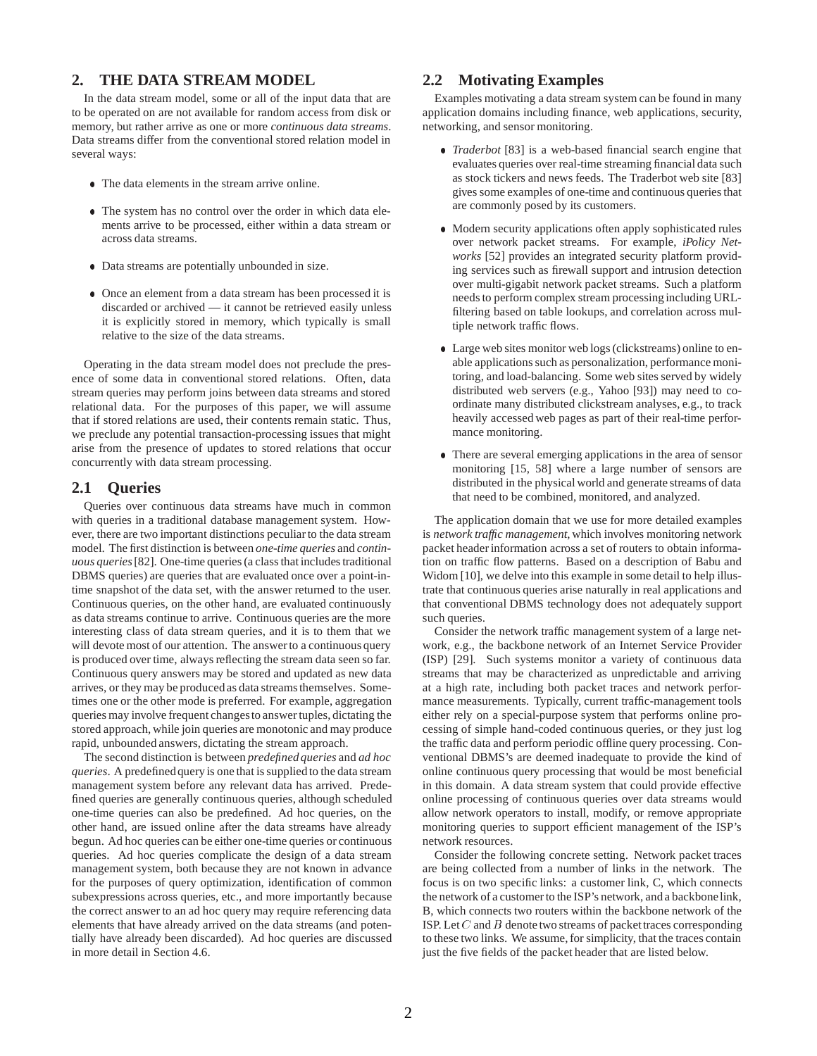## 2. THE DATA STREAM MODEL

In the data stream model, some or all of the input data that are to be operated on are not available for random access from disk or memory, but rather arrive as one or more *continuous data streams*. Data streams differ from the conventional stored relation model in several ways:

- The data elements in the stream arrive online.
- The system has no control over the order in which data elements arrive to be processed, either within a data stream or across data streams.
- Data streams are potentially unbounded in size.
- Once an element from a data stream has been processed it is discarded or archived — it cannot be retrieved easily unless it is explicitly stored in memory, which typically is small relative to the size of the data streams.

Operating in the data stream model does not preclude the presence of some data in conventional stored relations. Often, data stream queries may perform joins between data streams and stored relational data. For the purposes of this paper, we will assume that if stored relations are used, their contents remain static. Thus, we preclude any potential transaction-processing issues that might arise from the presence of updates to stored relations that occur concurrently with data stream processing.

### 2.1 Queries

Queries over continuous data streams have much in common with queries in a traditional database management system. However, there are two important distinctions peculiar to the data stream model. The first distinction is between *one-time queries* and *continuous queries* [82]. One-time queries (a class that includes traditional DBMS queries) are queries that are evaluated once over a point-in-time snapshot of the data set, with the answer returned to the user. Continuous queries, on the other hand, are evaluated continuously as data streams continue to arrive. Continuous queries are the more interesting class of data stream queries, and it is to them that we will devote most of our attention. The answer to a continuous query is produced over time, always reflecting the stream data seen so far. Continuous query answers may be stored and updated as new data arrives, or they may be produced as data streams themselves. Sometimes one or the other mode is preferred. For example, aggregation queries may involve frequent changes to answer tuples, dictating the stored approach, while join queries are monotonic and may produce rapid, unbounded answers, dictating the stream approach.

The second distinction is between *predefined queries* and *ad hoc queries*. A predefined query is one that is supplied to the data stream management system before any relevant data has arrived. Predefined queries are generally continuous queries, although scheduled one-time queries can also be predefined. Ad hoc queries, on the other hand, are issued online after the data streams have already begun. Ad hoc queries can be either one-time queries or continuous queries. Ad hoc queries complicate the design of a data stream management system, both because they are not known in advance for the purposes of query optimization, identification of common subexpressions across queries, etc., and more importantly because the correct answer to an ad hoc query may require referencing data elements that have already arrived on the data streams (and potentially have already been discarded). Ad hoc queries are discussed in more detail in Section 4.6.

### 2.2 Motivating Examples

Examples motivating a data stream system can be found in many application domains including finance, web applications, security, networking, and sensor monitoring.

- *Traderbot* [83] is a web-based financial search engine that evaluates queries over real-time streaming financial data such as stock tickers and news feeds. The Traderbot web site [83] gives some examples of one-time and continuous queries that are commonly posed by its customers.
- Modern security applications often apply sophisticated rules over network packet streams. For example, *iPolicy Networks* [52] provides an integrated security platform providing services such as firewall support and intrusion detection over multi-gigabit network packet streams. Such a platform needs to perform complex stream processing including URL-filtering based on table lookups, and correlation across multiple network traffic flows.
- Large web sites monitor web logs (clickstreams) online to enable applications such as personalization, performance monitoring, and load-balancing. Some web sites served by widely distributed web servers (e.g., Yahoo [93]) may need to coordinate many distributed clickstream analyses, e.g., to track heavily accessed web pages as part of their real-time performance monitoring.
- There are several emerging applications in the area of sensor monitoring [15, 58] where a large number of sensors are distributed in the physical world and generate streams of data that need to be combined, monitored, and analyzed.

The application domain that we use for more detailed examples is *network traffic management*, which involves monitoring network packet header information across a set of routers to obtain information on traffic flow patterns. Based on a description of Babu and Widom [10], we delve into this example in some detail to help illustrate that continuous queries arise naturally in real applications and that conventional DBMS technology does not adequately support such queries.

Consider the network traffic management system of a large network, e.g., the backbone network of an Internet Service Provider (ISP) [29]. Such systems monitor a variety of continuous data streams that may be characterized as unpredictable and arriving at a high rate, including both packet traces and network performance measurements. Typically, current traffic-management tools either rely on a special-purpose system that performs online processing of simple hand-coded continuous queries, or they just log the traffic data and perform periodic offline query processing. Conventional DBMS's are deemed inadequate to provide the kind of online continuous query processing that would be most beneficial in this domain. A data stream system that could provide effective online processing of continuous queries over data streams would allow network operators to install, modify, or remove appropriate monitoring queries to support efficient management of the ISP's network resources.

Consider the following concrete setting. Network packet traces are being collected from a number of links in the network. The focus is on two specific links: a customer link, C, which connects the network of a customer to the ISP's network, and a backbone link, B, which connects two routers within the backbone network of the ISP. Let $C$ and $B$ denote two streams of packet traces corresponding to these two links. We assume, for simplicity, that the traces contain just the five fields of the packet header that are listed below.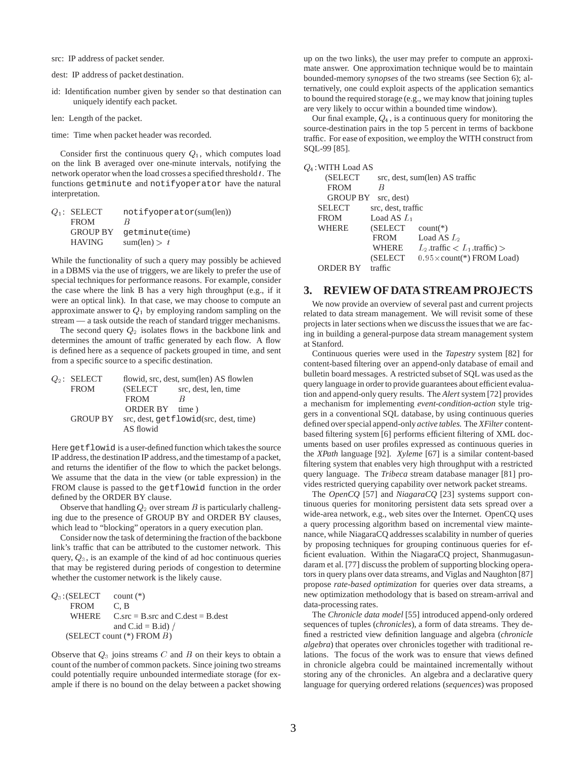src: IP address of packet sender.

dest: IP address of packet destination.

id: Identification number given by sender so that destination can uniquely identify each packet.

len: Length of the packet.

time: Time when packet header was recorded.

Consider first the continuous query $Q_1$, which computes load on the link B averaged over one-minute intervals, notifying the network operator when the load crosses a specified threshold $t$. The functions `getminute` and `notifyoperator` have the natural interpretation.

```
Q1: SELECT     notifyoperator(sum(len))
    FROM       B
    GROUP BY   getminute(time)
    HAVING     sum(len) > t
```

While the functionality of such a query may possibly be achieved in a DBMS via the use of triggers, we are likely to prefer the use of special techniques for performance reasons. For example, consider the case where the link B has a very high throughput (e.g., if it were an optical link). In that case, we may choose to compute an approximate answer to $Q_1$ by employing random sampling on the stream — a task outside the reach of standard trigger mechanisms.

The second query $Q_2$ isolates flows in the backbone link and determines the amount of traffic generated by each flow. A flow is defined here as a sequence of packets grouped in time, and sent from a specific source to a specific destination.

```
Q2: SELECT     flowid, src, dest, sum(len) AS flowlen
    FROM       (SELECT     src, dest, len, time
                FROM       B
                ORDER BY   time )
    GROUP BY   src, dest, getflowid(src, dest, time)
               AS flowid
```

Here `getflowid` is a user-defined function which takes the source IP address, the destination IP address, and the timestamp of a packet, and returns the identifier of the flow to which the packet belongs. We assume that the data in the view (or table expression) in the FROM clause is passed to the `getflowid` function in the order defined by the ORDER BY clause.

Observe that handling $Q_2$ over stream $B$ is particularly challenging due to the presence of GROUP BY and ORDER BY clauses, which lead to "blocking" operators in a query execution plan.

Consider now the task of determining the fraction of the backbone link's traffic that can be attributed to the customer network. This query, $Q_3$, is an example of the kind of ad hoc continuous queries that may be registered during periods of congestion to determine whether the customer network is the likely cause.

```
Q3: (SELECT    count (*)
     FROM      C, B
     WHERE     C.src = B.src and C.dest = B.dest
               and C.id = B.id) /
    (SELECT count (*) FROM B)
```

Observe that $Q_3$ joins streams $C$ and $B$ on their keys to obtain a count of the number of common packets. Since joining two streams could potentially require unbounded intermediate storage (for example if there is no bound on the delay between a packet showing up on the two links), the user may prefer to compute an approximate answer. One approximation technique would be to maintain bounded-memory *synopses* of the two streams (see Section 6); alternatively, one could exploit aspects of the application semantics to bound the required storage (e.g., we may know that joining tuples are very likely to occur within a bounded time window).

Our final example, $Q_4$, is a continuous query for monitoring the source-destination pairs in the top 5 percent in terms of backbone traffic. For ease of exposition, we employ the WITH construct from SQL-99 [85].

```
Q4: WITH Load AS
      (SELECT     src, dest, sum(len) AS traffic
       FROM       B
       GROUP BY   src, dest)
    SELECT     src, dest, traffic
    FROM       Load AS L1
    WHERE      (SELECT    count(*)
                FROM      Load AS L2
                WHERE     L2.traffic < L1.traffic) >
               (SELECT    0.95 × count(*) FROM Load)
    ORDER BY   traffic
```

## 3. REVIEW OF DATA STREAM PROJECTS

We now provide an overview of several past and current projects related to data stream management. We will revisit some of these projects in later sections when we discuss the issues that we are facing in building a general-purpose data stream management system at Stanford.

Continuous queries were used in the *Tapestry* system [82] for content-based filtering over an append-only database of email and bulletin board messages. A restricted subset of SQL was used as the query language in order to provide guarantees about efficient evaluation and append-only query results. The *Alert* system [72] provides a mechanism for implementing *event-condition-action* style triggers in a conventional SQL database, by using continuous queries defined over special append-only *active tables.* The *XFilter* content-based filtering system [6] performs efficient filtering of XML documents based on user profiles expressed as continuous queries in the *XPath* language [92]. *Xyleme* [67] is a similar content-based filtering system that enables very high throughput with a restricted query language. The *Tribeca* stream database manager [81] provides restricted querying capability over network packet streams.

The *OpenCQ* [57] and *NiagaraCQ* [23] systems support continuous queries for monitoring persistent data sets spread over a wide-area network, e.g., web sites over the Internet. OpenCQ uses a query processing algorithm based on incremental view maintenance, while NiagaraCQ addresses scalability in number of queries by proposing techniques for grouping continuous queries for efficient evaluation. Within the NiagaraCQ project, Shanmugasundaram et al. [77] discuss the problem of supporting blocking operators in query plans over data streams, and Viglas and Naughton [87] propose *rate-based optimization* for queries over data streams, a new optimization methodology that is based on stream-arrival and data-processing rates.

The *Chronicle data model* [55] introduced append-only ordered sequences of tuples (*chronicles*), a form of data streams. They defined a restricted view definition language and algebra (*chronicle algebra*) that operates over chronicles together with traditional relations. The focus of the work was to ensure that views defined in chronicle algebra could be maintained incrementally without storing any of the chronicles. An algebra and a declarative query language for querying ordered relations (*sequences*) was proposed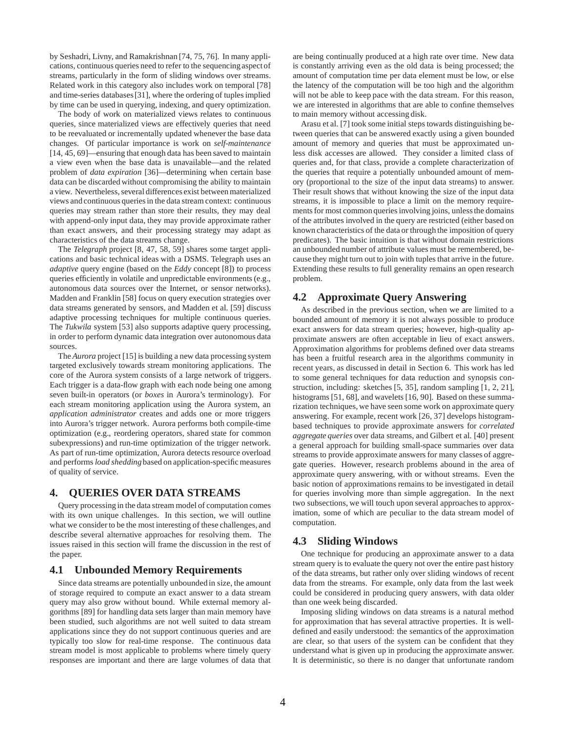by Seshadri, Livny, and Ramakrishnan [74, 75, 76]. In many applications, continuous queries need to refer to the sequencing aspect of streams, particularly in the form of sliding windows over streams. Related work in this category also includes work on temporal [78] and time-series databases [31], where the ordering of tuples implied by time can be used in querying, indexing, and query optimization.

The body of work on materialized views relates to continuous queries, since materialized views are effectively queries that need to be reevaluated or incrementally updated whenever the base data changes. Of particular importance is work on *self-maintenance* [14, 45, 69]—ensuring that enough data has been saved to maintain a view even when the base data is unavailable—and the related problem of *data expiration* [36]—determining when certain base data can be discarded without compromising the ability to maintain a view. Nevertheless, several differences exist between materialized views and continuous queries in the data stream context: continuous queries may stream rather than store their results, they may deal with append-only input data, they may provide approximate rather than exact answers, and their processing strategy may adapt as characteristics of the data streams change.

The *Telegraph* project [8, 47, 58, 59] shares some target applications and basic technical ideas with a DSMS. Telegraph uses an *adaptive* query engine (based on the *Eddy* concept [8]) to process queries efficiently in volatile and unpredictable environments (e.g., autonomous data sources over the Internet, or sensor networks). Madden and Franklin [58] focus on query execution strategies over data streams generated by sensors, and Madden et al. [59] discuss adaptive processing techniques for multiple continuous queries. The *Tukwila* system [53] also supports adaptive query processing, in order to perform dynamic data integration over autonomous data sources.

The *Aurora* project [15] is building a new data processing system targeted exclusively towards stream monitoring applications. The core of the Aurora system consists of a large network of triggers. Each trigger is a data-flow graph with each node being one among seven built-in operators (or *boxes* in Aurora's terminology). For each stream monitoring application using the Aurora system, an *application administrator* creates and adds one or more triggers into Aurora's trigger network. Aurora performs both compile-time optimization (e.g., reordering operators, shared state for common subexpressions) and run-time optimization of the trigger network. As part of run-time optimization, Aurora detects resource overload and performs *load shedding* based on application-specific measures of quality of service.

# 4. QUERIES OVER DATA STREAMS

Query processing in the data stream model of computation comes with its own unique challenges. In this section, we will outline what we consider to be the most interesting of these challenges, and describe several alternative approaches for resolving them. The issues raised in this section will frame the discussion in the rest of the paper.

## 4.1 Unbounded Memory Requirements

Since data streams are potentially unbounded in size, the amount of storage required to compute an exact answer to a data stream query may also grow without bound. While external memory algorithms [89] for handling data sets larger than main memory have been studied, such algorithms are not well suited to data stream applications since they do not support continuous queries and are typically too slow for real-time response. The continuous data stream model is most applicable to problems where timely query responses are important and there are large volumes of data that are being continually produced at a high rate over time. New data is constantly arriving even as the old data is being processed; the amount of computation time per data element must be low, or else the latency of the computation will be too high and the algorithm will not be able to keep pace with the data stream. For this reason, we are interested in algorithms that are able to confine themselves to main memory without accessing disk.

Arasu et al. [7] took some initial steps towards distinguishing between queries that can be answered exactly using a given bounded amount of memory and queries that must be approximated unless disk accesses are allowed. They consider a limited class of queries and, for that class, provide a complete characterization of the queries that require a potentially unbounded amount of memory (proportional to the size of the input data streams) to answer. Their result shows that without knowing the size of the input data streams, it is impossible to place a limit on the memory requirements for most common queries involving joins, unless the domains of the attributes involved in the query are restricted (either based on known characteristics of the data or through the imposition of query predicates). The basic intuition is that without domain restrictions an unbounded number of attribute values must be remembered, because they might turn out to join with tuples that arrive in the future. Extending these results to full generality remains an open research problem.

## 4.2 Approximate Query Answering

As described in the previous section, when we are limited to a bounded amount of memory it is not always possible to produce exact answers for data stream queries; however, high-quality approximate answers are often acceptable in lieu of exact answers. Approximation algorithms for problems defined over data streams has been a fruitful research area in the algorithms community in recent years, as discussed in detail in Section 6. This work has led to some general techniques for data reduction and synopsis construction, including: sketches [5, 35], random sampling [1, 2, 21], histograms [51, 68], and wavelets [16, 90]. Based on these summarization techniques, we have seen some work on approximate query answering. For example, recent work [26, 37] develops histogram-based techniques to provide approximate answers for *correlated aggregate queries* over data streams, and Gilbert et al. [40] present a general approach for building small-space summaries over data streams to provide approximate answers for many classes of aggregate queries. However, research problems abound in the area of approximate query answering, with or without streams. Even the basic notion of approximations remains to be investigated in detail for queries involving more than simple aggregation. In the next two subsections, we will touch upon several approaches to approximation, some of which are peculiar to the data stream model of computation.

## 4.3 Sliding Windows

One technique for producing an approximate answer to a data stream query is to evaluate the query not over the entire past history of the data streams, but rather only over sliding windows of recent data from the streams. For example, only data from the last week could be considered in producing query answers, with data older than one week being discarded.

Imposing sliding windows on data streams is a natural method for approximation that has several attractive properties. It is well-defined and easily understood: the semantics of the approximation are clear, so that users of the system can be confident that they understand what is given up in producing the approximate answer. It is deterministic, so there is no danger that unfortunate random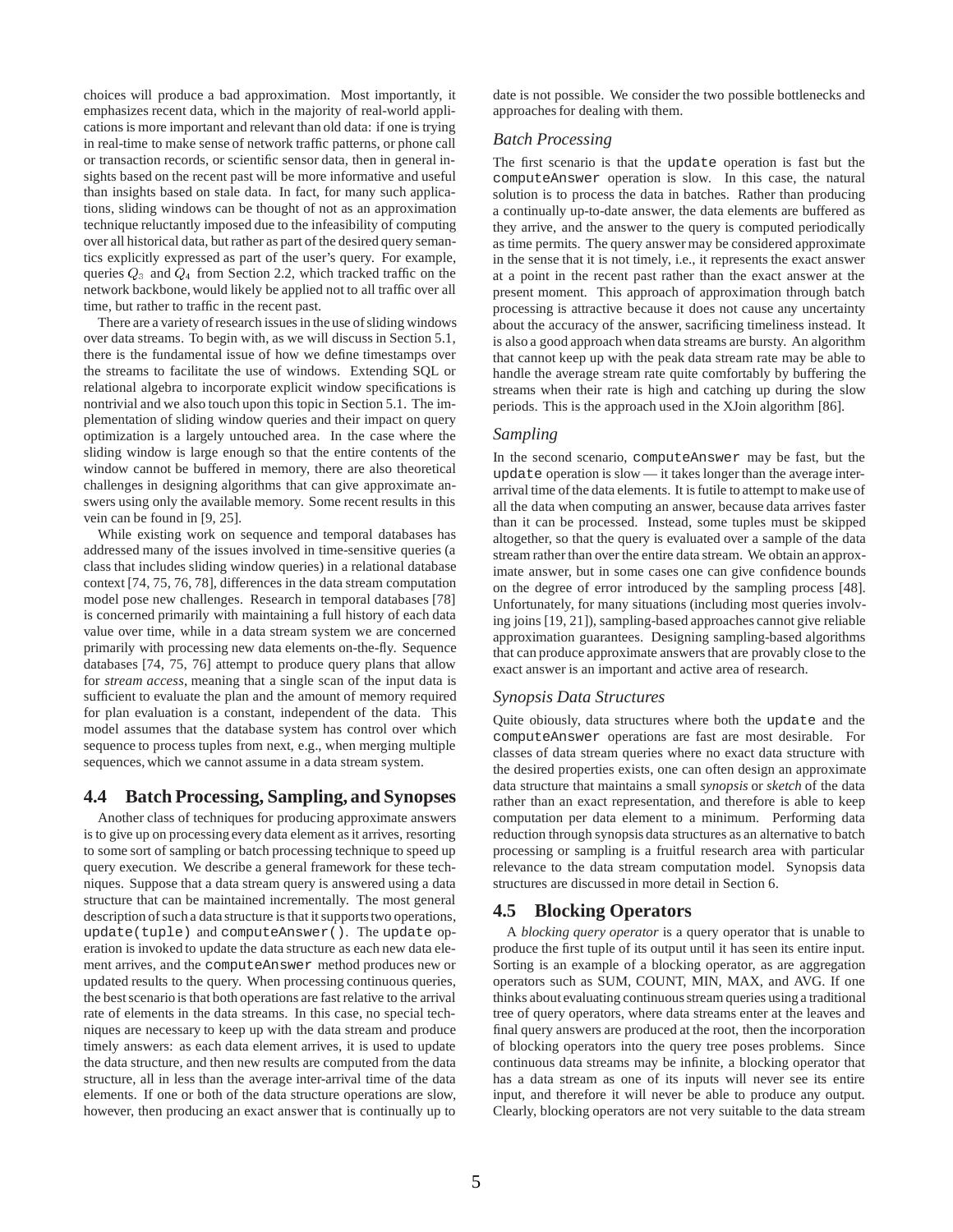choices will produce a bad approximation. Most importantly, it emphasizes recent data, which in the majority of real-world applications is more important and relevant than old data: if one is trying in real-time to make sense of network traffic patterns, or phone call or transaction records, or scientific sensor data, then in general insights based on the recent past will be more informative and useful than insights based on stale data. In fact, for many such applications, sliding windows can be thought of not as an approximation technique reluctantly imposed due to the infeasibility of computing over all historical data, but rather as part of the desired query semantics explicitly expressed as part of the user's query. For example, queries $Q_3$ and $Q_4$ from Section 2.2, which tracked traffic on the network backbone, would likely be applied not to all traffic over all time, but rather to traffic in the recent past.

There are a variety of research issues in the use of sliding windows over data streams. To begin with, as we will discuss in Section 5.1, there is the fundamental issue of how we define timestamps over the streams to facilitate the use of windows. Extending SQL or relational algebra to incorporate explicit window specifications is nontrivial and we also touch upon this topic in Section 5.1. The implementation of sliding window queries and their impact on query optimization is a largely untouched area. In the case where the sliding window is large enough so that the entire contents of the window cannot be buffered in memory, there are also theoretical challenges in designing algorithms that can give approximate answers using only the available memory. Some recent results in this vein can be found in [9, 25].

While existing work on sequence and temporal databases has addressed many of the issues involved in time-sensitive queries (a class that includes sliding window queries) in a relational database context [74, 75, 76, 78], differences in the data stream computation model pose new challenges. Research in temporal databases [78] is concerned primarily with maintaining a full history of each data value over time, while in a data stream system we are concerned primarily with processing new data elements on-the-fly. Sequence databases [74, 75, 76] attempt to produce query plans that allow for *stream access*, meaning that a single scan of the input data is sufficient to evaluate the plan and the amount of memory required for plan evaluation is a constant, independent of the data. This model assumes that the database system has control over which sequence to process tuples from next, e.g., when merging multiple sequences, which we cannot assume in a data stream system.

## 4.4 Batch Processing, Sampling, and Synopses

Another class of techniques for producing approximate answers is to give up on processing every data element as it arrives, resorting to some sort of sampling or batch processing technique to speed up query execution. We describe a general framework for these techniques. Suppose that a data stream query is answered using a data structure that can be maintained incrementally. The most general description of such a data structure is that it supports two operations, `update(tuple)` and `computeAnswer()`. The `update` operation is invoked to update the data structure as each new data element arrives, and the `computeAnswer` method produces new or updated results to the query. When processing continuous queries, the best scenario is that both operations are fast relative to the arrival rate of elements in the data streams. In this case, no special techniques are necessary to keep up with the data stream and produce timely answers: as each data element arrives, it is used to update the data structure, and then new results are computed from the data structure, all in less than the average inter-arrival time of the data elements. If one or both of the data structure operations are slow, however, then producing an exact answer that is continually up to date is not possible. We consider the two possible bottlenecks and approaches for dealing with them.

### *Batch Processing*

The first scenario is that the `update` operation is fast but the `computeAnswer` operation is slow. In this case, the natural solution is to process the data in batches. Rather than producing a continually up-to-date answer, the data elements are buffered as they arrive, and the answer to the query is computed periodically as time permits. The query answer may be considered approximate in the sense that it is not timely, i.e., it represents the exact answer at a point in the recent past rather than the exact answer at the present moment. This approach of approximation through batch processing is attractive because it does not cause any uncertainty about the accuracy of the answer, sacrificing timeliness instead. It is also a good approach when data streams are bursty. An algorithm that cannot keep up with the peak data stream rate may be able to handle the average stream rate quite comfortably by buffering the streams when their rate is high and catching up during the slow periods. This is the approach used in the XJoin algorithm [86].

### *Sampling*

In the second scenario, `computeAnswer` may be fast, but the `update` operation is slow — it takes longer than the average inter-arrival time of the data elements. It is futile to attempt to make use of all the data when computing an answer, because data arrives faster than it can be processed. Instead, some tuples must be skipped altogether, so that the query is evaluated over a sample of the data stream rather than over the entire data stream. We obtain an approximate answer, but in some cases one can give confidence bounds on the degree of error introduced by the sampling process [48]. Unfortunately, for many situations (including most queries involving joins [19, 21]), sampling-based approaches cannot give reliable approximation guarantees. Designing sampling-based algorithms that can produce approximate answers that are provably close to the exact answer is an important and active area of research.

### *Synopsis Data Structures*

Quite obiously, data structures where both the `update` and the `computeAnswer` operations are fast are most desirable. For classes of data stream queries where no exact data structure with the desired properties exists, one can often design an approximate data structure that maintains a small *synopsis* or *sketch* of the data rather than an exact representation, and therefore is able to keep computation per data element to a minimum. Performing data reduction through synopsis data structures as an alternative to batch processing or sampling is a fruitful research area with particular relevance to the data stream computation model. Synopsis data structures are discussed in more detail in Section 6.

## 4.5 Blocking Operators

A *blocking query operator* is a query operator that is unable to produce the first tuple of its output until it has seen its entire input. Sorting is an example of a blocking operator, as are aggregation operators such as SUM, COUNT, MIN, MAX, and AVG. If one thinks about evaluating continuous stream queries using a traditional tree of query operators, where data streams enter at the leaves and final query answers are produced at the root, then the incorporation of blocking operators into the query tree poses problems. Since continuous data streams may be infinite, a blocking operator that has a data stream as one of its inputs will never see its entire input, and therefore it will never be able to produce any output. Clearly, blocking operators are not very suitable to the data stream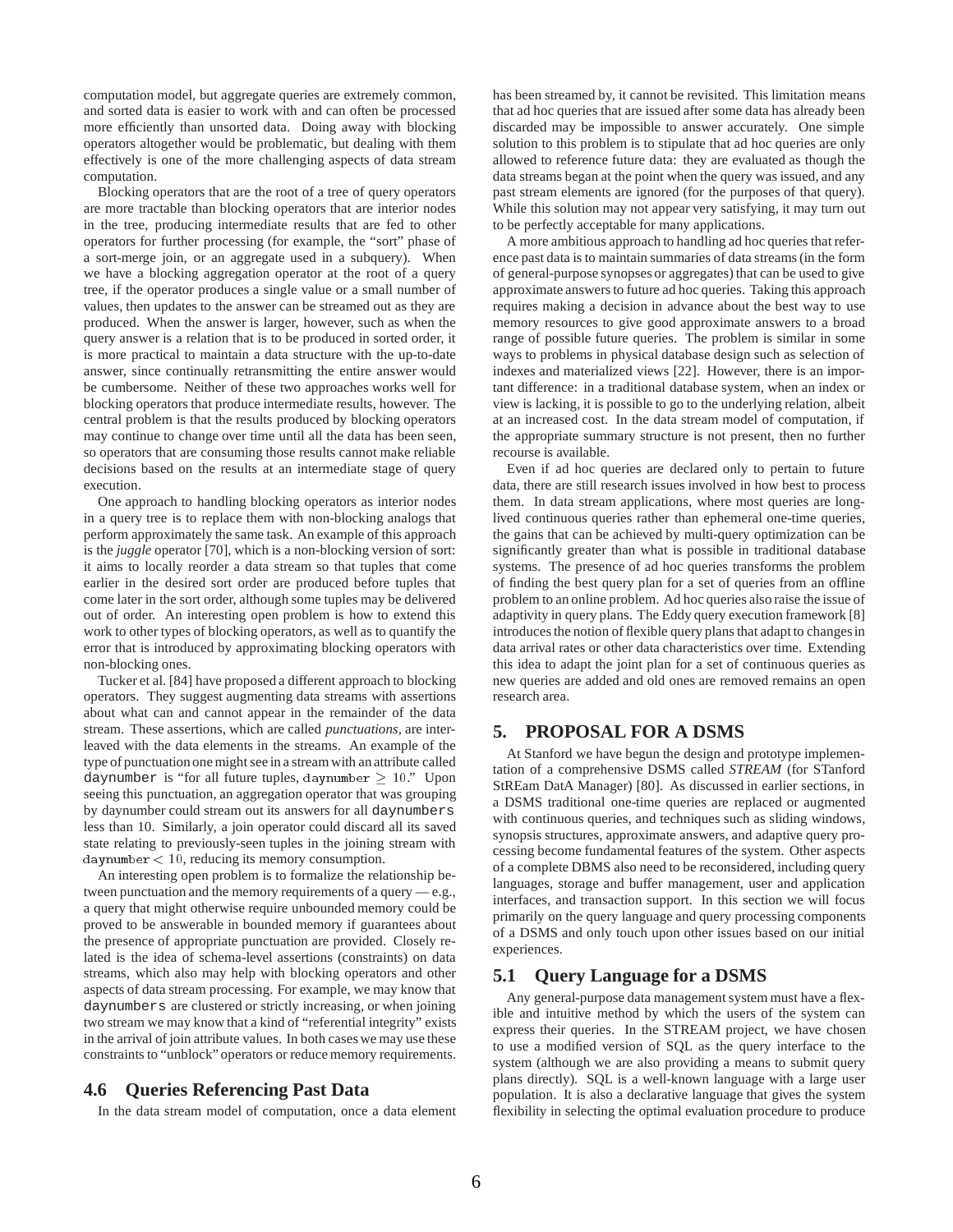computation model, but aggregate queries are extremely common, and sorted data is easier to work with and can often be processed more efficiently than unsorted data. Doing away with blocking operators altogether would be problematic, but dealing with them effectively is one of the more challenging aspects of data stream computation.

Blocking operators that are the root of a tree of query operators are more tractable than blocking operators that are interior nodes in the tree, producing intermediate results that are fed to other operators for further processing (for example, the "sort" phase of a sort-merge join, or an aggregate used in a subquery). When we have a blocking aggregation operator at the root of a query tree, if the operator produces a single value or a small number of values, then updates to the answer can be streamed out as they are produced. When the answer is larger, however, such as when the query answer is a relation that is to be produced in sorted order, it is more practical to maintain a data structure with the up-to-date answer, since continually retransmitting the entire answer would be cumbersome. Neither of these two approaches works well for blocking operators that produce intermediate results, however. The central problem is that the results produced by blocking operators may continue to change over time until all the data has been seen, so operators that are consuming those results cannot make reliable decisions based on the results at an intermediate stage of query execution.

One approach to handling blocking operators as interior nodes in a query tree is to replace them with non-blocking analogs that perform approximately the same task. An example of this approach is the *juggle* operator [70], which is a non-blocking version of sort: it aims to locally reorder a data stream so that tuples that come earlier in the desired sort order are produced before tuples that come later in the sort order, although some tuples may be delivered out of order. An interesting open problem is how to extend this work to other types of blocking operators, as well as to quantify the error that is introduced by approximating blocking operators with non-blocking ones.

Tucker et al. [84] have proposed a different approach to blocking operators. They suggest augmenting data streams with assertions about what can and cannot appear in the remainder of the data stream. These assertions, which are called *punctuations*, are interleaved with the data elements in the streams. An example of the type of punctuation one might see in a stream with an attribute called `daynumber` is "for all future tuples, $\text{daynumber} \geq 10$." Upon seeing this punctuation, an aggregation operator that was grouping by daynumber could stream out its answers for all `daynumbers` less than 10. Similarly, a join operator could discard all its saved state relating to previously-seen tuples in the joining stream with $\text{daynumber} < 10$, reducing its memory consumption.

An interesting open problem is to formalize the relationship between punctuation and the memory requirements of a query — e.g., a query that might otherwise require unbounded memory could be proved to be answerable in bounded memory if guarantees about the presence of appropriate punctuation are provided. Closely related is the idea of schema-level assertions (constraints) on data streams, which also may help with blocking operators and other aspects of data stream processing. For example, we may know that `daynumbers` are clustered or strictly increasing, or when joining two stream we may know that a kind of "referential integrity" exists in the arrival of join attribute values. In both cases we may use these constraints to "unblock" operators or reduce memory requirements.

### 4.6 Queries Referencing Past Data

In the data stream model of computation, once a data element has been streamed by, it cannot be revisited. This limitation means that ad hoc queries that are issued after some data has already been discarded may be impossible to answer accurately. One simple solution to this problem is to stipulate that ad hoc queries are only allowed to reference future data: they are evaluated as though the data streams began at the point when the query was issued, and any past stream elements are ignored (for the purposes of that query). While this solution may not appear very satisfying, it may turn out to be perfectly acceptable for many applications.

A more ambitious approach to handling ad hoc queries that reference past data is to maintain summaries of data streams (in the form of general-purpose synopses or aggregates) that can be used to give approximate answers to future ad hoc queries. Taking this approach requires making a decision in advance about the best way to use memory resources to give good approximate answers to a broad range of possible future queries. The problem is similar in some ways to problems in physical database design such as selection of indexes and materialized views [22]. However, there is an important difference: in a traditional database system, when an index or view is lacking, it is possible to go to the underlying relation, albeit at an increased cost. In the data stream model of computation, if the appropriate summary structure is not present, then no further recourse is available.

Even if ad hoc queries are declared only to pertain to future data, there are still research issues involved in how best to process them. In data stream applications, where most queries are long-lived continuous queries rather than ephemeral one-time queries, the gains that can be achieved by multi-query optimization can be significantly greater than what is possible in traditional database systems. The presence of ad hoc queries transforms the problem of finding the best query plan for a set of queries from an offline problem to an online problem. Ad hoc queries also raise the issue of adaptivity in query plans. The Eddy query execution framework [8] introduces the notion of flexible query plans that adapt to changes in data arrival rates or other data characteristics over time. Extending this idea to adapt the joint plan for a set of continuous queries as new queries are added and old ones are removed remains an open research area.

## 5. PROPOSAL FOR A DSMS

At Stanford we have begun the design and prototype implementation of a comprehensive DSMS called *STREAM* (for STanford StREam DatA Manager) [80]. As discussed in earlier sections, in a DSMS traditional one-time queries are replaced or augmented with continuous queries, and techniques such as sliding windows, synopsis structures, approximate answers, and adaptive query processing become fundamental features of the system. Other aspects of a complete DBMS also need to be reconsidered, including query languages, storage and buffer management, user and application interfaces, and transaction support. In this section we will focus primarily on the query language and query processing components of a DSMS and only touch upon other issues based on our initial experiences.

### 5.1 Query Language for a DSMS

Any general-purpose data management system must have a flexible and intuitive method by which the users of the system can express their queries. In the STREAM project, we have chosen to use a modified version of SQL as the query interface to the system (although we are also providing a means to submit query plans directly). SQL is a well-known language with a large user population. It is also a declarative language that gives the system flexibility in selecting the optimal evaluation procedure to produce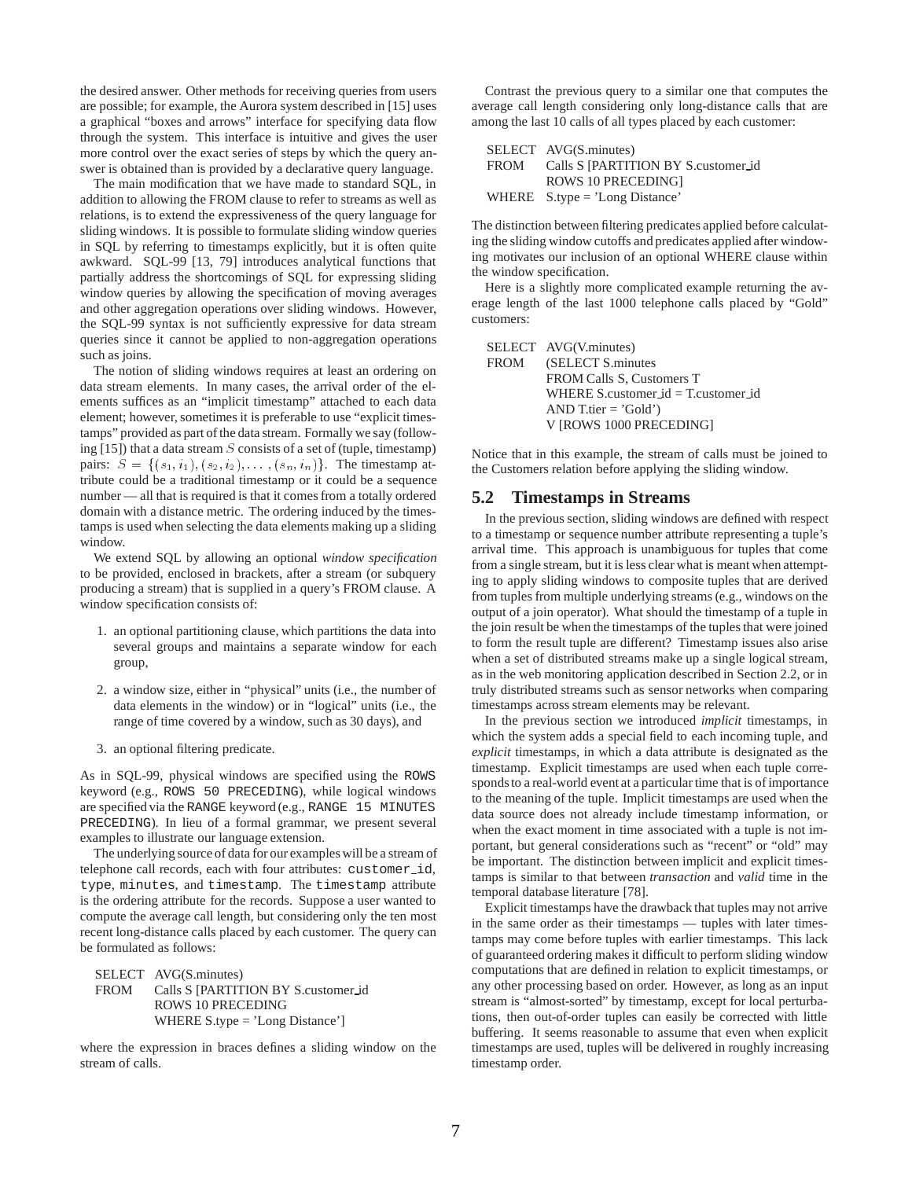the desired answer. Other methods for receiving queries from users are possible; for example, the Aurora system described in [15] uses a graphical "boxes and arrows" interface for specifying data flow through the system. This interface is intuitive and gives the user more control over the exact series of steps by which the query answer is obtained than is provided by a declarative query language.

The main modification that we have made to standard SQL, in addition to allowing the FROM clause to refer to streams as well as relations, is to extend the expressiveness of the query language for sliding windows. It is possible to formulate sliding window queries in SQL by referring to timestamps explicitly, but it is often quite awkward. SQL-99 [13, 79] introduces analytical functions that partially address the shortcomings of SQL for expressing sliding window queries by allowing the specification of moving averages and other aggregation operations over sliding windows. However, the SQL-99 syntax is not sufficiently expressive for data stream queries since it cannot be applied to non-aggregation operations such as joins.

The notion of sliding windows requires at least an ordering on data stream elements. In many cases, the arrival order of the elements suffices as an "implicit timestamp" attached to each data element; however, sometimes it is preferable to use "explicit timestamps" provided as part of the data stream. Formally we say (following [15]) that a data stream $S$ consists of a set of (tuple, timestamp) pairs: $S = \{(s_1, i_1), (s_2, i_2), \ldots, (s_n, i_n)\}$. The timestamp attribute could be a traditional timestamp or it could be a sequence number — all that is required is that it comes from a totally ordered domain with a distance metric. The ordering induced by the timestamps is used when selecting the data elements making up a sliding window.

We extend SQL by allowing an optional *window specification* to be provided, enclosed in brackets, after a stream (or subquery producing a stream) that is supplied in a query's FROM clause. A window specification consists of:

1. an optional partitioning clause, which partitions the data into several groups and maintains a separate window for each group,
2. a window size, either in "physical" units (i.e., the number of data elements in the window) or in "logical" units (i.e., the range of time covered by a window, such as 30 days), and
3. an optional filtering predicate.

As in SQL-99, physical windows are specified using the `ROWS` keyword (e.g., `ROWS 50 PRECEDING`), while logical windows are specified via the `RANGE` keyword (e.g., `RANGE 15 MINUTES PRECEDING`). In lieu of a formal grammar, we present several examples to illustrate our language extension.

The underlying source of data for our examples will be a stream of telephone call records, each with four attributes: `customer_id`, `type`, `minutes`, and `timestamp`. The `timestamp` attribute is the ordering attribute for the records. Suppose a user wanted to compute the average call length, but considering only the ten most recent long-distance calls placed by each customer. The query can be formulated as follows:

```
SELECT  AVG(S.minutes)
FROM    Calls S [PARTITION BY S.customer_id
        ROWS 10 PRECEDING
        WHERE S.type = 'Long Distance']
```

where the expression in braces defines a sliding window on the stream of calls.

Contrast the previous query to a similar one that computes the average call length considering only long-distance calls that are among the last 10 calls of all types placed by each customer:

```
SELECT  AVG(S.minutes)
FROM    Calls S [PARTITION BY S.customer_id
        ROWS 10 PRECEDING]
WHERE   S.type = 'Long Distance'
```

The distinction between filtering predicates applied before calculating the sliding window cutoffs and predicates applied after windowing motivates our inclusion of an optional WHERE clause within the window specification.

Here is a slightly more complicated example returning the average length of the last 1000 telephone calls placed by "Gold" customers:

```
SELECT  AVG(V.minutes)
FROM    (SELECT S.minutes
        FROM Calls S, Customers T
        WHERE S.customer_id = T.customer_id
        AND T.tier = 'Gold')
        V [ROWS 1000 PRECEDING]
```

Notice that in this example, the stream of calls must be joined to the Customers relation before applying the sliding window.

## 5.2 Timestamps in Streams

In the previous section, sliding windows are defined with respect to a timestamp or sequence number attribute representing a tuple's arrival time. This approach is unambiguous for tuples that come from a single stream, but it is less clear what is meant when attempting to apply sliding windows to composite tuples that are derived from tuples from multiple underlying streams (e.g., windows on the output of a join operator). What should the timestamp of a tuple in the join result be when the timestamps of the tuples that were joined to form the result tuple are different? Timestamp issues also arise when a set of distributed streams make up a single logical stream, as in the web monitoring application described in Section 2.2, or in truly distributed streams such as sensor networks when comparing timestamps across stream elements may be relevant.

In the previous section we introduced *implicit* timestamps, in which the system adds a special field to each incoming tuple, and *explicit* timestamps, in which a data attribute is designated as the timestamp. Explicit timestamps are used when each tuple corresponds to a real-world event at a particular time that is of importance to the meaning of the tuple. Implicit timestamps are used when the data source does not already include timestamp information, or when the exact moment in time associated with a tuple is not important, but general considerations such as "recent" or "old" may be important. The distinction between implicit and explicit timestamps is similar to that between *transaction* and *valid* time in the temporal database literature [78].

Explicit timestamps have the drawback that tuples may not arrive in the same order as their timestamps — tuples with later timestamps may come before tuples with earlier timestamps. This lack of guaranteed ordering makes it difficult to perform sliding window computations that are defined in relation to explicit timestamps, or any other processing based on order. However, as long as an input stream is "almost-sorted" by timestamp, except for local perturbations, then out-of-order tuples can easily be corrected with little buffering. It seems reasonable to assume that even when explicit timestamps are used, tuples will be delivered in roughly increasing timestamp order.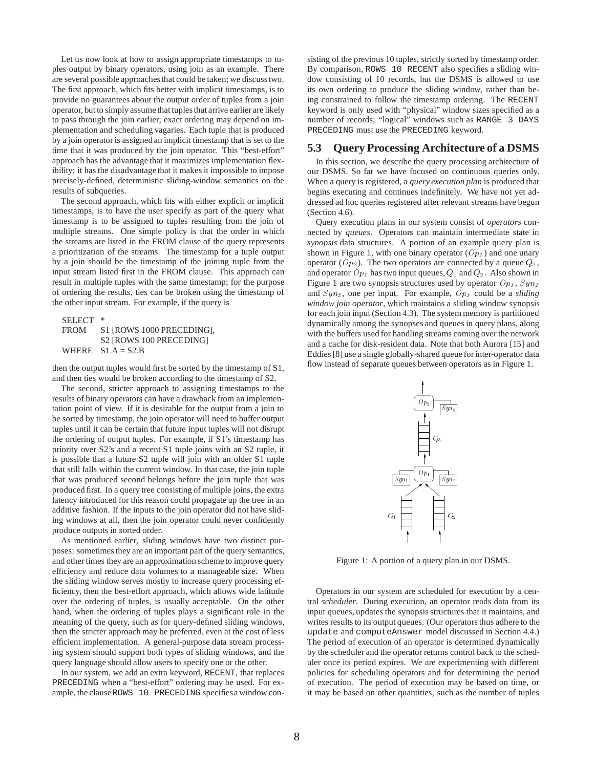Let us now look at how to assign appropriate timestamps to tuples output by binary operators, using join as an example. There are several possible approaches that could be taken; we discuss two. The first approach, which fits better with implicit timestamps, is to provide no guarantees about the output order of tuples from a join operator, but to simply assume that tuples that arrive earlier are likely to pass through the join earlier; exact ordering may depend on implementation and scheduling vagaries. Each tuple that is produced by a join operator is assigned an implicit timestamp that is set to the time that it was produced by the join operator. This "best-effort" approach has the advantage that it maximizes implementation flexibility; it has the disadvantage that it makes it impossible to impose precisely-defined, deterministic sliding-window semantics on the results of subqueries.

The second approach, which fits with either explicit or implicit timestamps, is to have the user specify as part of the query what timestamp is to be assigned to tuples resulting from the join of multiple streams. One simple policy is that the order in which the streams are listed in the FROM clause of the query represents a prioritization of the streams. The timestamp for a tuple output by a join should be the timestamp of the joining tuple from the input stream listed first in the FROM clause. This approach can result in multiple tuples with the same timestamp; for the purpose of ordering the results, ties can be broken using the timestamp of the other input stream. For example, if the query is

```
SELECT  *
FROM    S1 [ROWS 1000 PRECEDING],
        S2 [ROWS 100 PRECEDING]
WHERE   S1.A = S2.B
```

then the output tuples would first be sorted by the timestamp of S1, and then ties would be broken according to the timestamp of S2.

The second, stricter approach to assigning timestamps to the results of binary operators can have a drawback from an implementation point of view. If it is desirable for the output from a join to be sorted by timestamp, the join operator will need to buffer output tuples until it can be certain that future input tuples will not disrupt the ordering of output tuples. For example, if S1's timestamp has priority over S2's and a recent S1 tuple joins with an S2 tuple, it is possible that a future S2 tuple will join with an older S1 tuple that still falls within the current window. In that case, the join tuple that was produced second belongs before the join tuple that was produced first. In a query tree consisting of multiple joins, the extra latency introduced for this reason could propagate up the tree in an additive fashion. If the inputs to the join operator did not have sliding windows at all, then the join operator could never confidently produce outputs in sorted order.

As mentioned earlier, sliding windows have two distinct purposes: sometimes they are an important part of the query semantics, and other times they are an approximation scheme to improve query efficiency and reduce data volumes to a manageable size. When the sliding window serves mostly to increase query processing efficiency, then the best-effort approach, which allows wide latitude over the ordering of tuples, is usually acceptable. On the other hand, when the ordering of tuples plays a significant role in the meaning of the query, such as for query-defined sliding windows, then the stricter approach may be preferred, even at the cost of less efficient implementation. A general-purpose data stream processing system should support both types of sliding windows, and the query language should allow users to specify one or the other.

In our system, we add an extra keyword, `RECENT`, that replaces `PRECEDING` when a "best-effort" ordering may be used. For example, the clause `ROWS 10 PRECEDING` specifies a window consisting of the previous 10 tuples, strictly sorted by timestamp order. By comparison, `ROWS 10 RECENT` also specifies a sliding window consisting of 10 records, but the DSMS is allowed to use its own ordering to produce the sliding window, rather than being constrained to follow the timestamp ordering. The `RECENT` keyword is only used with "physical" window sizes specified as a number of records; "logical" windows such as `RANGE 3 DAYS PRECEDING` must use the `PRECEDING` keyword.

## 5.3 Query Processing Architecture of a DSMS

In this section, we describe the query processing architecture of our DSMS. So far we have focused on continuous queries only. When a query is registered, a *query execution plan* is produced that begins executing and continues indefinitely. We have not yet addressed ad hoc queries registered after relevant streams have begun (Section 4.6).

Query execution plans in our system consist of *operators* connected by *queues*. Operators can maintain intermediate state in *synopsis* data structures. A portion of an example query plan is shown in Figure 1, with one binary operator ($Op_1$) and one unary operator ($Op_2$). The two operators are connected by a queue $Q_3$, and operator $Op_1$ has two input queues, $Q_1$ and $Q_2$. Also shown in Figure 1 are two synopsis structures used by operator $Op_1$, $Syn_1$ and $Syn_2$, one per input. For example, $Op_1$ could be a *sliding window join operator*, which maintains a sliding window synopsis for each join input (Section 4.3). The system memory is partitioned dynamically among the synopses and queues in query plans, along with the buffers used for handling streams coming over the network and a cache for disk-resident data. Note that both Aurora [15] and Eddies [8] use a single globally-shared queue for inter-operator data flow instead of separate queues between operators as in Figure 1.

$Op_2$

$Syn_3$

$Q_3$

$Op_1$

$Syn_1$

$Syn_2$

$Q_1$

$Q_2$

Figure 1: A portion of a query plan in our DSMS.

Operators in our system are scheduled for execution by a central *scheduler*. During execution, an operator reads data from its input queues, updates the synopsis structures that it maintains, and writes results to its output queues. (Our operators thus adhere to the `update` and `computeAnswer` model discussed in Section 4.4.) The period of execution of an operator is determined dynamically by the scheduler and the operator returns control back to the scheduler once its period expires. We are experimenting with different policies for scheduling operators and for determining the period of execution. The period of execution may be based on time, or it may be based on other quantities, such as the number of tuples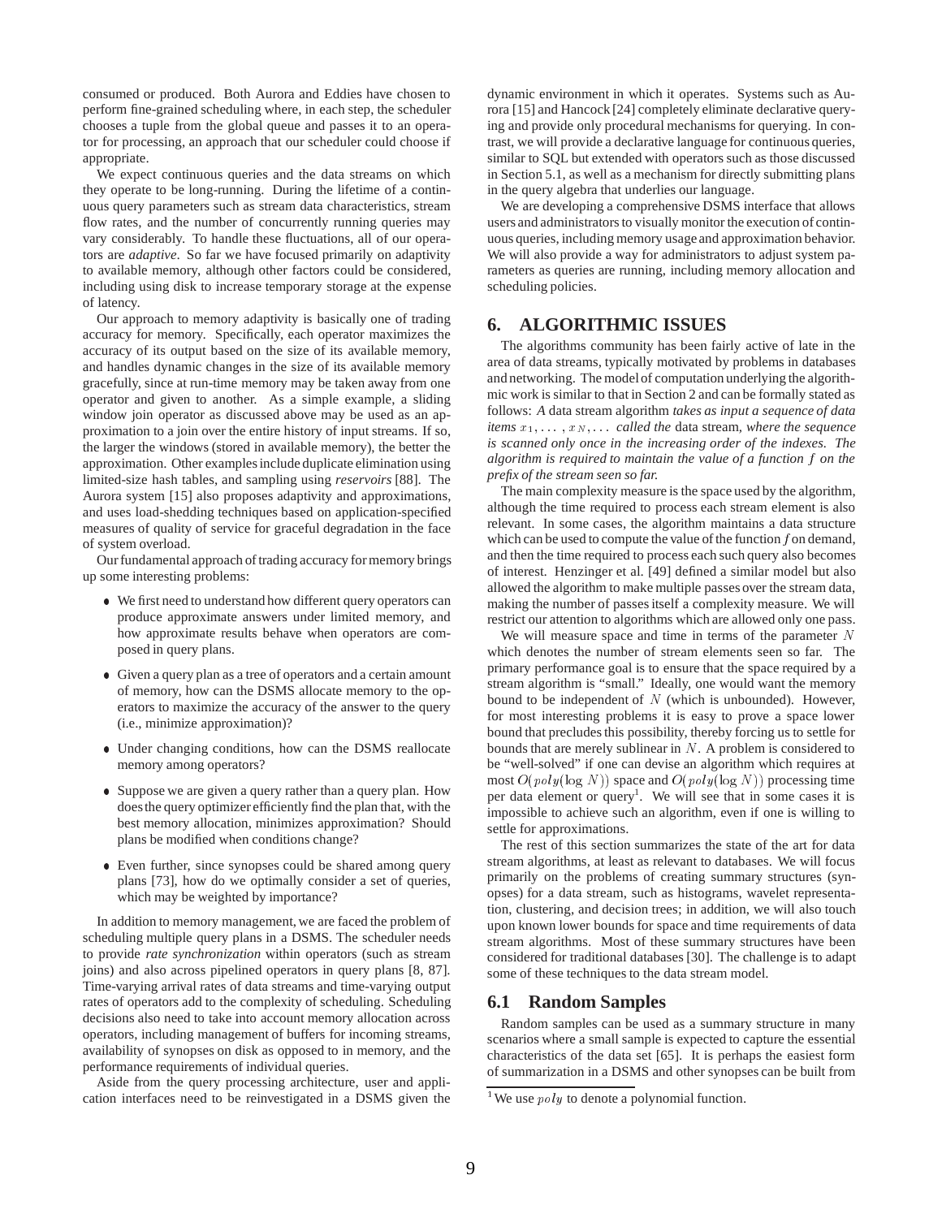consumed or produced. Both Aurora and Eddies have chosen to perform fine-grained scheduling where, in each step, the scheduler chooses a tuple from the global queue and passes it to an operator for processing, an approach that our scheduler could choose if appropriate.

We expect continuous queries and the data streams on which they operate to be long-running. During the lifetime of a continuous query parameters such as stream data characteristics, stream flow rates, and the number of concurrently running queries may vary considerably. To handle these fluctuations, all of our operators are *adaptive*. So far we have focused primarily on adaptivity to available memory, although other factors could be considered, including using disk to increase temporary storage at the expense of latency.

Our approach to memory adaptivity is basically one of trading accuracy for memory. Specifically, each operator maximizes the accuracy of its output based on the size of its available memory, and handles dynamic changes in the size of its available memory gracefully, since at run-time memory may be taken away from one operator and given to another. As a simple example, a sliding window join operator as discussed above may be used as an approximation to a join over the entire history of input streams. If so, the larger the windows (stored in available memory), the better the approximation. Other examples include duplicate elimination using limited-size hash tables, and sampling using *reservoirs* [88]. The Aurora system [15] also proposes adaptivity and approximations, and uses load-shedding techniques based on application-specified measures of quality of service for graceful degradation in the face of system overload.

Our fundamental approach of trading accuracy for memory brings up some interesting problems:

- We first need to understand how different query operators can produce approximate answers under limited memory, and how approximate results behave when operators are composed in query plans.
- Given a query plan as a tree of operators and a certain amount of memory, how can the DSMS allocate memory to the operators to maximize the accuracy of the answer to the query (i.e., minimize approximation)?
- Under changing conditions, how can the DSMS reallocate memory among operators?
- Suppose we are given a query rather than a query plan. How does the query optimizer efficiently find the plan that, with the best memory allocation, minimizes approximation? Should plans be modified when conditions change?
- Even further, since synopses could be shared among query plans [73], how do we optimally consider a set of queries, which may be weighted by importance?

In addition to memory management, we are faced the problem of scheduling multiple query plans in a DSMS. The scheduler needs to provide *rate synchronization* within operators (such as stream joins) and also across pipelined operators in query plans [8, 87]. Time-varying arrival rates of data streams and time-varying output rates of operators add to the complexity of scheduling. Scheduling decisions also need to take into account memory allocation across operators, including management of buffers for incoming streams, availability of synopses on disk as opposed to in memory, and the performance requirements of individual queries.

Aside from the query processing architecture, user and application interfaces need to be reinvestigated in a DSMS given the dynamic environment in which it operates. Systems such as Aurora [15] and Hancock [24] completely eliminate declarative querying and provide only procedural mechanisms for querying. In contrast, we will provide a declarative language for continuous queries, similar to SQL but extended with operators such as those discussed in Section 5.1, as well as a mechanism for directly submitting plans in the query algebra that underlies our language.

We are developing a comprehensive DSMS interface that allows users and administrators to visually monitor the execution of continuous queries, including memory usage and approximation behavior. We will also provide a way for administrators to adjust system parameters as queries are running, including memory allocation and scheduling policies.

## 6. ALGORITHMIC ISSUES

The algorithms community has been fairly active of late in the area of data streams, typically motivated by problems in databases and networking. The model of computation underlying the algorithmic work is similar to that in Section 2 and can be formally stated as follows: *A* data stream algorithm *takes as input a sequence of data items* $x_1, \ldots, x_N, \ldots$ *called the* data stream, *where the sequence is scanned only once in the increasing order of the indexes. The algorithm is required to maintain the value of a function* $f$ *on the prefix of the stream seen so far.*

The main complexity measure is the space used by the algorithm, although the time required to process each stream element is also relevant. In some cases, the algorithm maintains a data structure which can be used to compute the value of the function $f$ on demand, and then the time required to process each such query also becomes of interest. Henzinger et al. [49] defined a similar model but also allowed the algorithm to make multiple passes over the stream data, making the number of passes itself a complexity measure. We will restrict our attention to algorithms which are allowed only one pass.

We will measure space and time in terms of the parameter $N$ which denotes the number of stream elements seen so far. The primary performance goal is to ensure that the space required by a stream algorithm is "small." Ideally, one would want the memory bound to be independent of $N$ (which is unbounded). However, for most interesting problems it is easy to prove a space lower bound that precludes this possibility, thereby forcing us to settle for bounds that are merely sublinear in $N$. A problem is considered to be "well-solved" if one can devise an algorithm which requires at most $O(poly(\log N))$ space and $O(poly(\log N))$ processing time per data element or query[1]. We will see that in some cases it is impossible to achieve such an algorithm, even if one is willing to settle for approximations.

The rest of this section summarizes the state of the art for data stream algorithms, at least as relevant to databases. We will focus primarily on the problems of creating summary structures (synopses) for a data stream, such as histograms, wavelet representation, clustering, and decision trees; in addition, we will also touch upon known lower bounds for space and time requirements of data stream algorithms. Most of these summary structures have been considered for traditional databases [30]. The challenge is to adapt some of these techniques to the data stream model.

### 6.1 Random Samples

Random samples can be used as a summary structure in many scenarios where a small sample is expected to capture the essential characteristics of the data set [65]. It is perhaps the easiest form of summarization in a DSMS and other synopses can be built from

[1] We use $poly$ to denote a polynomial function.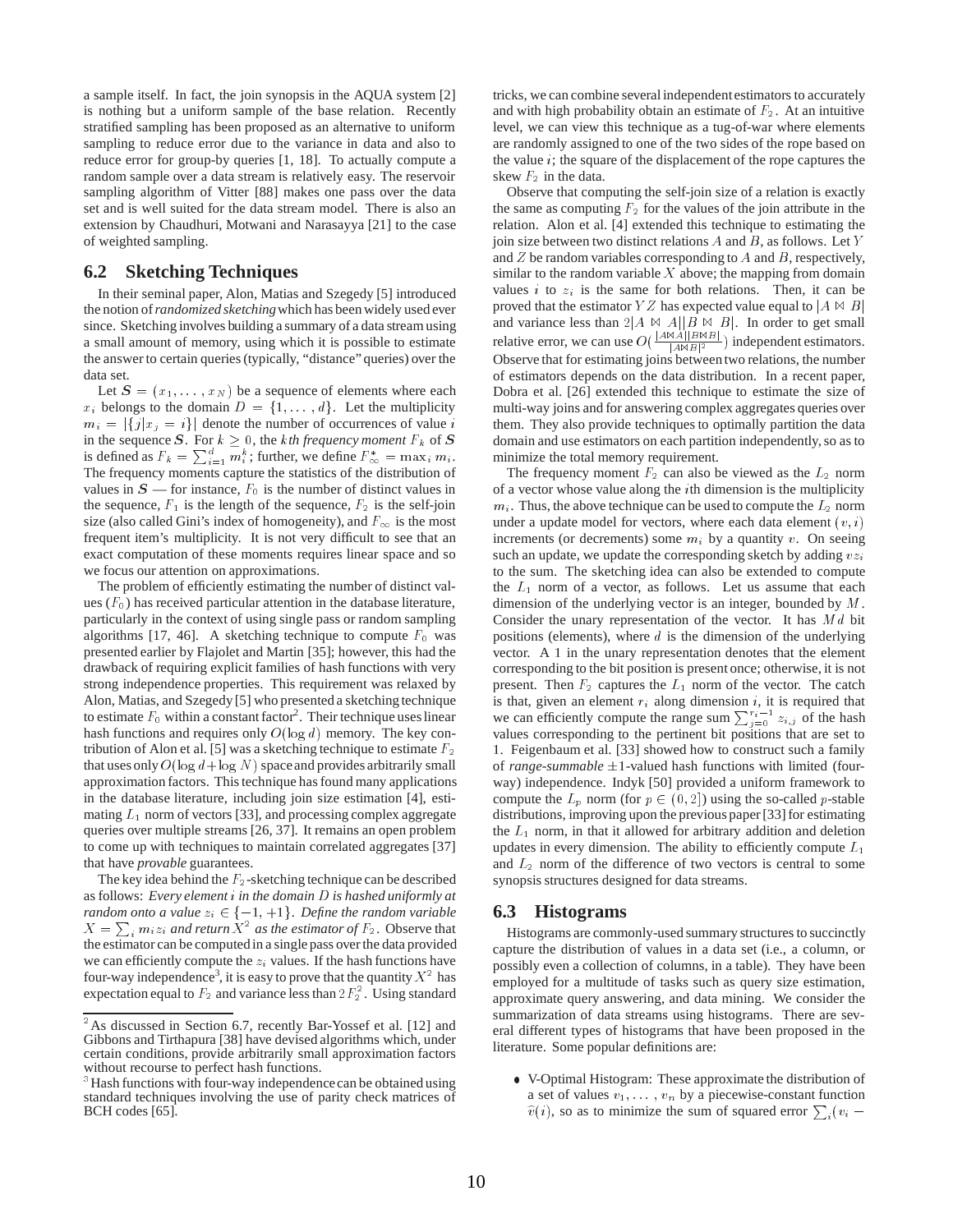a sample itself. In fact, the join synopsis in the AQUA system [2] is nothing but a uniform sample of the base relation. Recently stratified sampling has been proposed as an alternative to uniform sampling to reduce error due to the variance in data and also to reduce error for group-by queries [1, 18]. To actually compute a random sample over a data stream is relatively easy. The reservoir sampling algorithm of Vitter [88] makes one pass over the data set and is well suited for the data stream model. There is also an extension by Chaudhuri, Motwani and Narasayya [21] to the case of weighted sampling.

## 6.2 Sketching Techniques

In their seminal paper, Alon, Matias and Szegedy [5] introduced the notion of *randomized sketching* which has been widely used ever since. Sketching involves building a summary of a data stream using a small amount of memory, using which it is possible to estimate the answer to certain queries (typically, "distance" queries) over the data set.

Let $\boldsymbol{S} = (x_1, \ldots, x_N)$ be a sequence of elements where each $x_i$ belongs to the domain $D = \{1, \ldots, d\}$. Let the multiplicity $m_i = |\{j | x_j = i\}|$ denote the number of occurrences of value $i$ in the sequence $\boldsymbol{S}$. For $k \geq 0$, the *k*th *frequency moment* $F_k$ of $\boldsymbol{S}$ is defined as $F_k = \sum_{i=1}^{d} m_i^k$; further, we define $F_\infty^* = \max_i m_i$. The frequency moments capture the statistics of the distribution of values in $\boldsymbol{S}$ — for instance, $F_0$ is the number of distinct values in the sequence, $F_1$ is the length of the sequence, $F_2$ is the self-join size (also called Gini's index of homogeneity), and $F_\infty$ is the most frequent item's multiplicity. It is not very difficult to see that an exact computation of these moments requires linear space and so we focus our attention on approximations.

The problem of efficiently estimating the number of distinct values ($F_0$) has received particular attention in the database literature, particularly in the context of using single pass or random sampling algorithms [17, 46]. A sketching technique to compute $F_0$ was presented earlier by Flajolet and Martin [35]; however, this had the drawback of requiring explicit families of hash functions with very strong independence properties. This requirement was relaxed by Alon, Matias, and Szegedy [5] who presented a sketching technique to estimate $F_0$ within a constant factor[2]. Their technique uses linear hash functions and requires only $O(\log d)$ memory. The key contribution of Alon et al. [5] was a sketching technique to estimate $F_2$ that uses only $O(\log d + \log N)$ space and provides arbitrarily small approximation factors. This technique has found many applications in the database literature, including join size estimation [4], estimating $L_1$ norm of vectors [33], and processing complex aggregate queries over multiple streams [26, 37]. It remains an open problem to come up with techniques to maintain correlated aggregates [37] that have *provable* guarantees.

The key idea behind the $F_2$-sketching technique can be described as follows: *Every element $i$ in the domain $D$ is hashed uniformly at random onto a value $z_i \in \{-1, +1\}$. Define the random variable $X = \sum_i m_i z_i$ and return $X^2$ as the estimator of $F_2$.* Observe that the estimator can be computed in a single pass over the data provided we can efficiently compute the $z_i$ values. If the hash functions have four-way independence[3], it is easy to prove that the quantity $X^2$ has expectation equal to $F_2$ and variance less than $2F_2^2$. Using standard tricks, we can combine several independent estimators to accurately and with high probability obtain an estimate of $F_2$. At an intuitive level, we can view this technique as a tug-of-war where elements are randomly assigned to one of the two sides of the rope based on the value $i$; the square of the displacement of the rope captures the skew $F_2$ in the data.

Observe that computing the self-join size of a relation is exactly the same as computing $F_2$ for the values of the join attribute in the relation. Alon et al. [4] extended this technique to estimating the join size between two distinct relations $A$ and $B$, as follows. Let $Y$ and $Z$ be random variables corresponding to $A$ and $B$, respectively, similar to the random variable $X$ above; the mapping from domain values $i$ to $z_i$ is the same for both relations. Then, it can be proved that the estimator $YZ$ has expected value equal to $|A \bowtie B|$ and variance less than $2|A \bowtie A||B \bowtie B|$. In order to get small relative error, we can use $O(\frac{|A \bowtie A||B \bowtie B|}{|A \bowtie B|^2})$ independent estimators. Observe that for estimating joins between two relations, the number of estimators depends on the data distribution. In a recent paper, Dobra et al. [26] extended this technique to estimate the size of multi-way joins and for answering complex aggregates queries over them. They also provide techniques to optimally partition the data domain and use estimators on each partition independently, so as to minimize the total memory requirement.

The frequency moment $F_2$ can also be viewed as the $L_2$ norm of a vector whose value along the $i$th dimension is the multiplicity $m_i$. Thus, the above technique can be used to compute the $L_2$ norm under a update model for vectors, where each data element $(v, i)$ increments (or decrements) some $m_i$ by a quantity $v$. On seeing such an update, we update the corresponding sketch by adding $vz_i$ to the sum. The sketching idea can also be extended to compute the $L_1$ norm of a vector, as follows. Let us assume that each dimension of the underlying vector is an integer, bounded by $M$. Consider the unary representation of the vector. It has $Md$ bit positions (elements), where $d$ is the dimension of the underlying vector. A 1 in the unary representation denotes that the element corresponding to the bit position is present once; otherwise, it is not present. Then $F_2$ captures the $L_1$ norm of the vector. The catch is that, given an element $r_i$ along dimension $i$, it is required that we can efficiently compute the range sum $\sum_{j=0}^{r_i - 1} z_{i,j}$ of the hash values corresponding to the pertinent bit positions that are set to 1. Feigenbaum et al. [33] showed how to construct a family of *range-summable* $\pm 1$-valued hash functions with limited (four-way) independence. Indyk [50] provided a uniform framework to compute the $L_p$ norm (for $p \in (0, 2]$) using the so-called $p$-stable distributions, improving upon the previous paper [33] for estimating the $L_1$ norm, in that it allowed for arbitrary addition and deletion updates in every dimension. The ability to efficiently compute $L_1$ and $L_2$ norm of the difference of two vectors is central to some synopsis structures designed for data streams.

## 6.3 Histograms

Histograms are commonly-used summary structures to succinctly capture the distribution of values in a data set (i.e., a column, or possibly even a collection of columns, in a table). They have been employed for a multitude of tasks such as query size estimation, approximate query answering, and data mining. We consider the summarization of data streams using histograms. There are several different types of histograms that have been proposed in the literature. Some popular definitions are:

- V-Optimal Histogram: These approximate the distribution of a set of values $v_1, \ldots, v_n$ by a piecewise-constant function $\widehat{v}(i)$, so as to minimize the sum of squared error $\sum_i (v_i -$

---

[2] As discussed in Section 6.7, recently Bar-Yossef et al. [12] and Gibbons and Tirthapura [38] have devised algorithms which, under certain conditions, provide arbitrarily small approximation factors without recourse to perfect hash functions.

[3] Hash functions with four-way independence can be obtained using standard techniques involving the use of parity check matrices of BCH codes [65].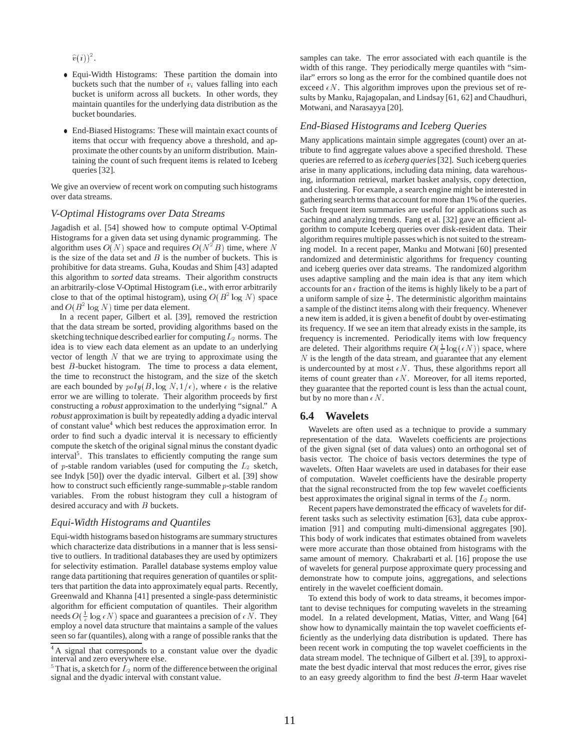$\widehat{v}(i))^2$.

- Equi-Width Histograms: These partition the domain into buckets such that the number of $v_i$ values falling into each bucket is uniform across all buckets. In other words, they maintain quantiles for the underlying data distribution as the bucket boundaries.
- End-Biased Histograms: These will maintain exact counts of items that occur with frequency above a threshold, and approximate the other counts by an uniform distribution. Maintaining the count of such frequent items is related to Iceberg queries [32].

We give an overview of recent work on computing such histograms over data streams.

### *V-Optimal Histograms over Data Streams*

Jagadish et al. [54] showed how to compute optimal V-Optimal Histograms for a given data set using dynamic programming. The algorithm uses $O(N)$ space and requires $O(N^2 B)$ time, where $N$ is the size of the data set and $B$ is the number of buckets. This is prohibitive for data streams. Guha, Koudas and Shim [43] adapted this algorithm to *sorted* data streams. Their algorithm constructs an arbitrarily-close V-Optimal Histogram (i.e., with error arbitrarily close to that of the optimal histogram), using $O(B^2 \log N)$ space and $O(B^2 \log N)$ time per data element.

In a recent paper, Gilbert et al. [39], removed the restriction that the data stream be sorted, providing algorithms based on the sketching technique described earlier for computing $L_2$ norms. The idea is to view each data element as an update to an underlying vector of length $N$ that we are trying to approximate using the best $B$-bucket histogram. The time to process a data element, the time to reconstruct the histogram, and the size of the sketch are each bounded by $poly(B, \log N, 1/\epsilon)$, where $\epsilon$ is the relative error we are willing to tolerate. Their algorithm proceeds by first constructing a *robust* approximation to the underlying "signal." A *robust* approximation is built by repeatedly adding a dyadic interval of constant value[4] which best reduces the approximation error. In order to find such a dyadic interval it is necessary to efficiently compute the sketch of the original signal minus the constant dyadic interval[5]. This translates to efficiently computing the range sum of $p$-stable random variables (used for computing the $L_2$ sketch, see Indyk [50]) over the dyadic interval. Gilbert et al. [39] show how to construct such efficiently range-summable $p$-stable random variables. From the robust histogram they cull a histogram of desired accuracy and with $B$ buckets.

### *Equi-Width Histograms and Quantiles*

Equi-width histograms based on histograms are summary structures which characterize data distributions in a manner that is less sensitive to outliers. In traditional databases they are used by optimizers for selectivity estimation. Parallel database systems employ value range data partitioning that requires generation of quantiles or splitters that partition the data into approximately equal parts. Recently, Greenwald and Khanna [41] presented a single-pass deterministic algorithm for efficient computation of quantiles. Their algorithm needs $O(\frac{1}{\epsilon} \log \epsilon N)$ space and guarantees a precision of $\epsilon N$. They employ a novel data structure that maintains a sample of the values seen so far (quantiles), along with a range of possible ranks that the samples can take. The error associated with each quantile is the width of this range. They periodically merge quantiles with "similar" errors so long as the error for the combined quantile does not exceed $\epsilon N$. This algorithm improves upon the previous set of results by Manku, Rajagopalan, and Lindsay [61, 62] and Chaudhuri, Motwani, and Narasayya [20].

### *End-Biased Histograms and Iceberg Queries*

Many applications maintain simple aggregates (count) over an attribute to find aggregate values above a specified threshold. These queries are referred to as *iceberg queries* [32]. Such iceberg queries arise in many applications, including data mining, data warehousing, information retrieval, market basket analysis, copy detection, and clustering. For example, a search engine might be interested in gathering search terms that account for more than 1% of the queries. Such frequent item summaries are useful for applications such as caching and analyzing trends. Fang et al. [32] gave an efficient algorithm to compute Iceberg queries over disk-resident data. Their algorithm requires multiple passes which is not suited to the streaming model. In a recent paper, Manku and Motwani [60] presented randomized and deterministic algorithms for frequency counting and iceberg queries over data streams. The randomized algorithm uses adaptive sampling and the main idea is that any item which accounts for an $\epsilon$ fraction of the items is highly likely to be a part of a uniform sample of size $\frac{1}{\epsilon}$. The deterministic algorithm maintains a sample of the distinct items along with their frequency. Whenever a new item is added, it is given a benefit of doubt by over-estimating its frequency. If we see an item that already exists in the sample, its frequency is incremented. Periodically items with low frequency are deleted. Their algorithms require $O(\frac{1}{\epsilon} \log(\epsilon N))$ space, where $N$ is the length of the data stream, and guarantee that any element is undercounted by at most $\epsilon N$. Thus, these algorithms report all items of count greater than $\epsilon N$. Moreover, for all items reported, they guarantee that the reported count is less than the actual count, but by no more than $\epsilon N$.

## 6.4 Wavelets

Wavelets are often used as a technique to provide a summary representation of the data. Wavelets coefficients are projections of the given signal (set of data values) onto an orthogonal set of basis vector. The choice of basis vectors determines the type of wavelets. Often Haar wavelets are used in databases for their ease of computation. Wavelet coefficients have the desirable property that the signal reconstructed from the top few wavelet coefficients best approximates the original signal in terms of the $L_2$ norm.

Recent papers have demonstrated the efficacy of wavelets for different tasks such as selectivity estimation [63], data cube approximation [91] and computing multi-dimensional aggregates [90]. This body of work indicates that estimates obtained from wavelets were more accurate than those obtained from histograms with the same amount of memory. Chakrabarti et al. [16] propose the use of wavelets for general purpose approximate query processing and demonstrate how to compute joins, aggregations, and selections entirely in the wavelet coefficient domain.

To extend this body of work to data streams, it becomes important to devise techniques for computing wavelets in the streaming model. In a related development, Matias, Vitter, and Wang [64] show how to dynamically maintain the top wavelet coefficients efficiently as the underlying data distribution is updated. There has been recent work in computing the top wavelet coefficients in the data stream model. The technique of Gilbert et al. [39], to approximate the best dyadic interval that most reduces the error, gives rise to an easy greedy algorithm to find the best $B$-term Haar wavelet

[4] A signal that corresponds to a constant value over the dyadic interval and zero everywhere else.

[5] That is, a sketch for $L_2$ norm of the difference between the original signal and the dyadic interval with constant value.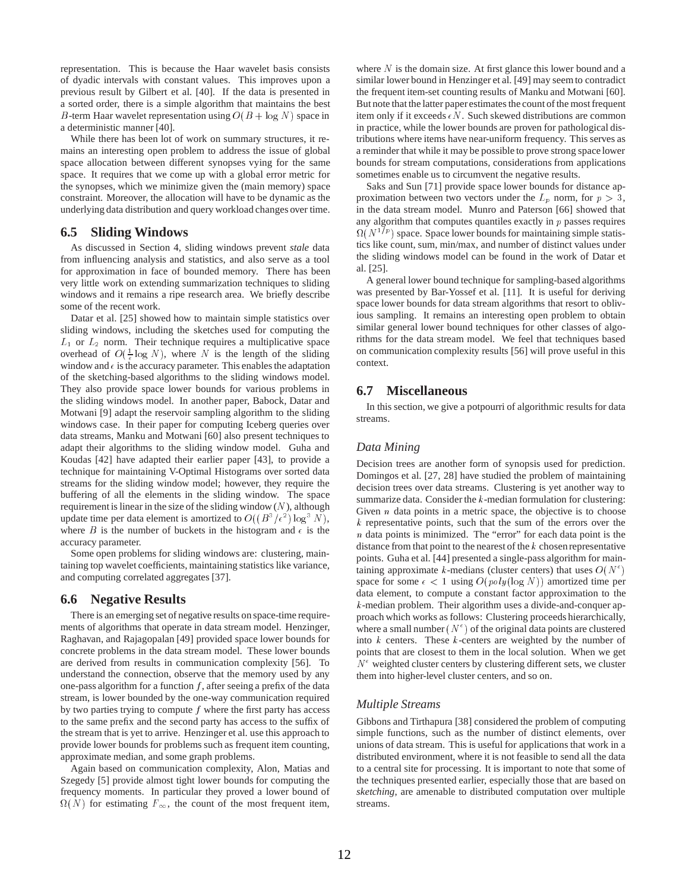representation. This is because the Haar wavelet basis consists of dyadic intervals with constant values. This improves upon a previous result by Gilbert et al. [40]. If the data is presented in a sorted order, there is a simple algorithm that maintains the best $B$-term Haar wavelet representation using $O(B + \log N)$ space in a deterministic manner [40].

While there has been lot of work on summary structures, it remains an interesting open problem to address the issue of global space allocation between different synopses vying for the same space. It requires that we come up with a global error metric for the synopses, which we minimize given the (main memory) space constraint. Moreover, the allocation will have to be dynamic as the underlying data distribution and query workload changes over time.

## 6.5 Sliding Windows

As discussed in Section 4, sliding windows prevent *stale* data from influencing analysis and statistics, and also serve as a tool for approximation in face of bounded memory. There has been very little work on extending summarization techniques to sliding windows and it remains a ripe research area. We briefly describe some of the recent work.

Datar et al. [25] showed how to maintain simple statistics over sliding windows, including the sketches used for computing the $L_1$ or $L_2$ norm. Their technique requires a multiplicative space overhead of $O(\frac{1}{\epsilon}\log N)$, where $N$ is the length of the sliding window and $\epsilon$ is the accuracy parameter. This enables the adaptation of the sketching-based algorithms to the sliding windows model. They also provide space lower bounds for various problems in the sliding windows model. In another paper, Babock, Datar and Motwani [9] adapt the reservoir sampling algorithm to the sliding windows case. In their paper for computing Iceberg queries over data streams, Manku and Motwani [60] also present techniques to adapt their algorithms to the sliding window model. Guha and Koudas [42] have adapted their earlier paper [43], to provide a technique for maintaining V-Optimal Histograms over sorted data streams for the sliding window model; however, they require the buffering of all the elements in the sliding window. The space requirement is linear in the size of the sliding window ($N$), although update time per data element is amortized to $O((B^3/\epsilon^2)\log^3 N)$, where $B$ is the number of buckets in the histogram and $\epsilon$ is the accuracy parameter.

Some open problems for sliding windows are: clustering, maintaining top wavelet coefficients, maintaining statistics like variance, and computing correlated aggregates [37].

## 6.6 Negative Results

There is an emerging set of negative results on space-time requirements of algorithms that operate in data stream model. Henzinger, Raghavan, and Rajagopalan [49] provided space lower bounds for concrete problems in the data stream model. These lower bounds are derived from results in communication complexity [56]. To understand the connection, observe that the memory used by any one-pass algorithm for a function $f$, after seeing a prefix of the data stream, is lower bounded by the one-way communication required by two parties trying to compute $f$ where the first party has access to the same prefix and the second party has access to the suffix of the stream that is yet to arrive. Henzinger et al. use this approach to provide lower bounds for problems such as frequent item counting, approximate median, and some graph problems.

Again based on communication complexity, Alon, Matias and Szegedy [5] provide almost tight lower bounds for computing the frequency moments. In particular they proved a lower bound of $\Omega(N)$ for estimating $F_\infty$, the count of the most frequent item, where $N$ is the domain size. At first glance this lower bound and a similar lower bound in Henzinger et al. [49] may seem to contradict the frequent item-set counting results of Manku and Motwani [60]. But note that the latter paper estimates the count of the most frequent item only if it exceeds $\epsilon N$. Such skewed distributions are common in practice, while the lower bounds are proven for pathological distributions where items have near-uniform frequency. This serves as a reminder that while it may be possible to prove strong space lower bounds for stream computations, considerations from applications sometimes enable us to circumvent the negative results.

Saks and Sun [71] provide space lower bounds for distance approximation between two vectors under the $L_p$ norm, for $p > 3$, in the data stream model. Munro and Paterson [66] showed that any algorithm that computes quantiles exactly in $p$ passes requires $\Omega(N^{1/p})$ space. Space lower bounds for maintaining simple statistics like count, sum, min/max, and number of distinct values under the sliding windows model can be found in the work of Datar et al. [25].

A general lower bound technique for sampling-based algorithms was presented by Bar-Yossef et al. [11]. It is useful for deriving space lower bounds for data stream algorithms that resort to oblivious sampling. It remains an interesting open problem to obtain similar general lower bound techniques for other classes of algorithms for the data stream model. We feel that techniques based on communication complexity results [56] will prove useful in this context.

## 6.7 Miscellaneous

In this section, we give a potpourri of algorithmic results for data streams.

### *Data Mining*

Decision trees are another form of synopsis used for prediction. Domingos et al. [27, 28] have studied the problem of maintaining decision trees over data streams. Clustering is yet another way to summarize data. Consider the $k$-median formulation for clustering: Given $n$ data points in a metric space, the objective is to choose $k$ representative points, such that the sum of the errors over the $n$ data points is minimized. The "error" for each data point is the distance from that point to the nearest of the $k$ chosen representative points. Guha et al. [44] presented a single-pass algorithm for maintaining approximate $k$-medians (cluster centers) that uses $O(N^\epsilon)$ space for some $\epsilon < 1$ using $O(poly(\log N))$ amortized time per data element, to compute a constant factor approximation to the $k$-median problem. Their algorithm uses a divide-and-conquer approach which works as follows: Clustering proceeds hierarchically, where a small number ($N^\epsilon$) of the original data points are clustered into $k$ centers. These $k$-centers are weighted by the number of points that are closest to them in the local solution. When we get $N^\epsilon$ weighted cluster centers by clustering different sets, we cluster them into higher-level cluster centers, and so on.

### *Multiple Streams*

Gibbons and Tirthapura [38] considered the problem of computing simple functions, such as the number of distinct elements, over unions of data stream. This is useful for applications that work in a distributed environment, where it is not feasible to send all the data to a central site for processing. It is important to note that some of the techniques presented earlier, especially those that are based on *sketching*, are amenable to distributed computation over multiple streams.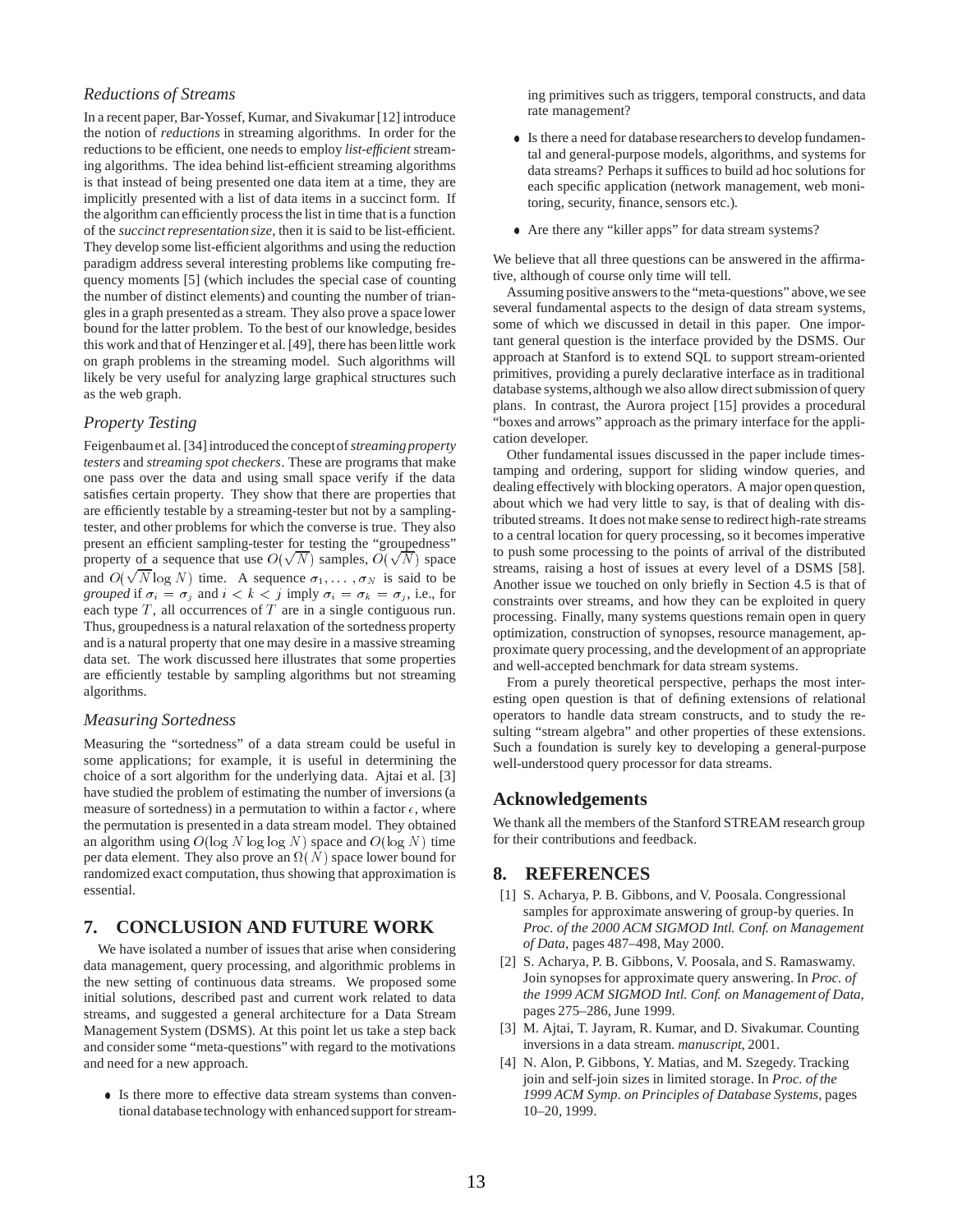### *Reductions of Streams*

In a recent paper, Bar-Yossef, Kumar, and Sivakumar [12] introduce the notion of *reductions* in streaming algorithms. In order for the reductions to be efficient, one needs to employ *list-efficient* streaming algorithms. The idea behind list-efficient streaming algorithms is that instead of being presented one data item at a time, they are implicitly presented with a list of data items in a succinct form. If the algorithm can efficiently process the list in time that is a function of the *succinct representation size*, then it is said to be list-efficient. They develop some list-efficient algorithms and using the reduction paradigm address several interesting problems like computing frequency moments [5] (which includes the special case of counting the number of distinct elements) and counting the number of triangles in a graph presented as a stream. They also prove a space lower bound for the latter problem. To the best of our knowledge, besides this work and that of Henzinger et al. [49], there has been little work on graph problems in the streaming model. Such algorithms will likely be very useful for analyzing large graphical structures such as the web graph.

### *Property Testing*

Feigenbaum et al. [34] introduced the concept of *streaming property testers* and *streaming spot checkers*. These are programs that make one pass over the data and using small space verify if the data satisfies certain property. They show that there are properties that are efficiently testable by a streaming-tester but not by a sampling-tester, and other problems for which the converse is true. They also present an efficient sampling-tester for testing the "groupedness" property of a sequence that use $O(\sqrt{N})$ samples, $O(\sqrt{N})$ space and $O(\sqrt{N}\log N)$ time. A sequence $\sigma_1, \ldots, \sigma_N$ is said to be *grouped* if $\sigma_i = \sigma_j$ and $i < k < j$ imply $\sigma_i = \sigma_k = \sigma_j$, i.e., for each type $T$, all occurrences of $T$ are in a single contiguous run. Thus, groupedness is a natural relaxation of the sortedness property and is a natural property that one may desire in a massive streaming data set. The work discussed here illustrates that some properties are efficiently testable by sampling algorithms but not streaming algorithms.

### *Measuring Sortedness*

Measuring the "sortedness" of a data stream could be useful in some applications; for example, it is useful in determining the choice of a sort algorithm for the underlying data. Ajtai et al. [3] have studied the problem of estimating the number of inversions (a measure of sortedness) in a permutation to within a factor $\epsilon$, where the permutation is presented in a data stream model. They obtained an algorithm using $O(\log N \log\log N)$ space and $O(\log N)$ time per data element. They also prove an $\Omega(N)$ space lower bound for randomized exact computation, thus showing that approximation is essential.

## 7. CONCLUSION AND FUTURE WORK

We have isolated a number of issues that arise when considering data management, query processing, and algorithmic problems in the new setting of continuous data streams. We proposed some initial solutions, described past and current work related to data streams, and suggested a general architecture for a Data Stream Management System (DSMS). At this point let us take a step back and consider some "meta-questions" with regard to the motivations and need for a new approach.

- Is there more to effective data stream systems than conventional database technology with enhanced support for streaming primitives such as triggers, temporal constructs, and data rate management?
- Is there a need for database researchers to develop fundamental and general-purpose models, algorithms, and systems for data streams? Perhaps it suffices to build ad hoc solutions for each specific application (network management, web monitoring, security, finance, sensors etc.).
- Are there any "killer apps" for data stream systems?

We believe that all three questions can be answered in the affirmative, although of course only time will tell.

Assuming positive answers to the "meta-questions" above, we see several fundamental aspects to the design of data stream systems, some of which we discussed in detail in this paper. One important general question is the interface provided by the DSMS. Our approach at Stanford is to extend SQL to support stream-oriented primitives, providing a purely declarative interface as in traditional database systems, although we also allow direct submission of query plans. In contrast, the Aurora project [15] provides a procedural "boxes and arrows" approach as the primary interface for the application developer.

Other fundamental issues discussed in the paper include timestamping and ordering, support for sliding window queries, and dealing effectively with blocking operators. A major open question, about which we had very little to say, is that of dealing with distributed streams. It does not make sense to redirect high-rate streams to a central location for query processing, so it becomes imperative to push some processing to the points of arrival of the distributed streams, raising a host of issues at every level of a DSMS [58]. Another issue we touched on only briefly in Section 4.5 is that of constraints over streams, and how they can be exploited in query processing. Finally, many systems questions remain open in query optimization, construction of synopses, resource management, approximate query processing, and the development of an appropriate and well-accepted benchmark for data stream systems.

From a purely theoretical perspective, perhaps the most interesting open question is that of defining extensions of relational operators to handle data stream constructs, and to study the resulting "stream algebra" and other properties of these extensions. Such a foundation is surely key to developing a general-purpose well-understood query processor for data streams.

## Acknowledgements

We thank all the members of the Stanford STREAM research group for their contributions and feedback.

## 8. REFERENCES

[1] S. Acharya, P. B. Gibbons, and V. Poosala. Congressional samples for approximate answering of group-by queries. In *Proc. of the 2000 ACM SIGMOD Intl. Conf. on Management of Data*, pages 487–498, May 2000.

[2] S. Acharya, P. B. Gibbons, V. Poosala, and S. Ramaswamy. Join synopses for approximate query answering. In *Proc. of the 1999 ACM SIGMOD Intl. Conf. on Management of Data*, pages 275–286, June 1999.

[3] M. Ajtai, T. Jayram, R. Kumar, and D. Sivakumar. Counting inversions in a data stream. *manuscript*, 2001.

[4] N. Alon, P. Gibbons, Y. Matias, and M. Szegedy. Tracking join and self-join sizes in limited storage. In *Proc. of the 1999 ACM Symp. on Principles of Database Systems*, pages 10–20, 1999.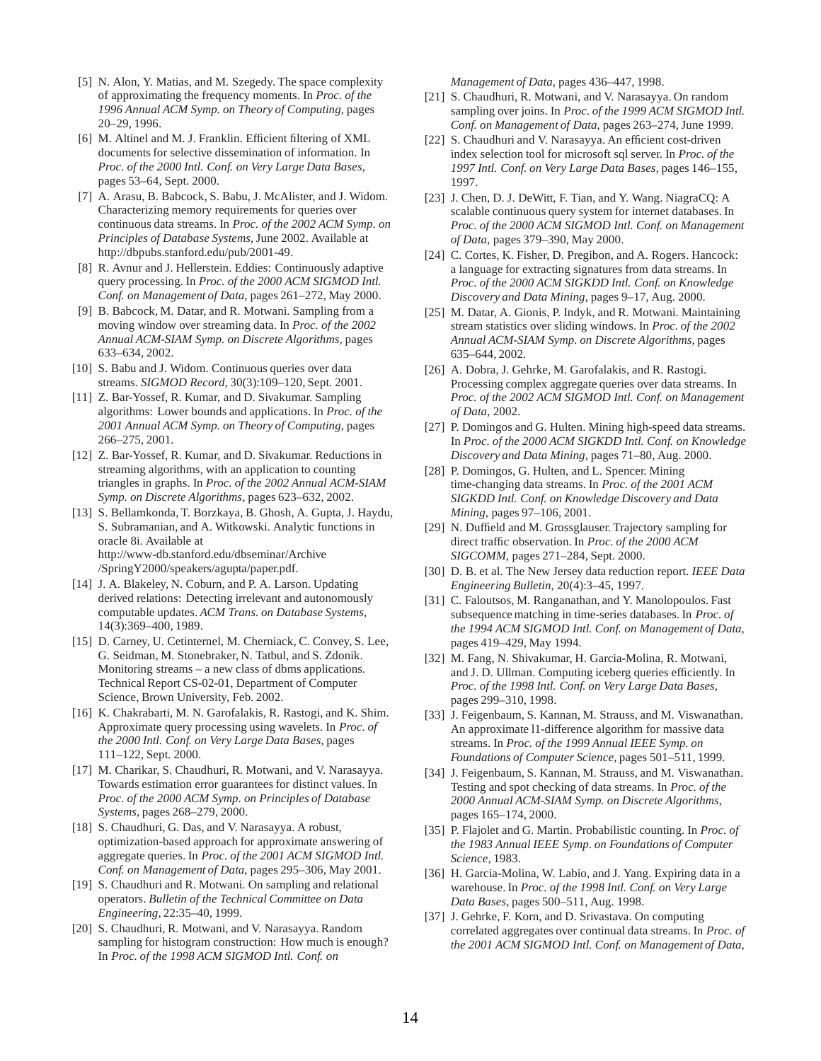[5] N. Alon, Y. Matias, and M. Szegedy. The space complexity of approximating the frequency moments. In *Proc. of the 1996 Annual ACM Symp. on Theory of Computing*, pages 20–29, 1996.

[6] M. Altinel and M. J. Franklin. Efficient filtering of XML documents for selective dissemination of information. In *Proc. of the 2000 Intl. Conf. on Very Large Data Bases*, pages 53–64, Sept. 2000.

[7] A. Arasu, B. Babcock, S. Babu, J. McAlister, and J. Widom. Characterizing memory requirements for queries over continuous data streams. In *Proc. of the 2002 ACM Symp. on Principles of Database Systems*, June 2002. Available at http://dbpubs.stanford.edu/pub/2001-49.

[8] R. Avnur and J. Hellerstein. Eddies: Continuously adaptive query processing. In *Proc. of the 2000 ACM SIGMOD Intl. Conf. on Management of Data*, pages 261–272, May 2000.

[9] B. Babcock, M. Datar, and R. Motwani. Sampling from a moving window over streaming data. In *Proc. of the 2002 Annual ACM-SIAM Symp. on Discrete Algorithms*, pages 633–634, 2002.

[10] S. Babu and J. Widom. Continuous queries over data streams. *SIGMOD Record*, 30(3):109–120, Sept. 2001.

[11] Z. Bar-Yossef, R. Kumar, and D. Sivakumar. Sampling algorithms: Lower bounds and applications. In *Proc. of the 2001 Annual ACM Symp. on Theory of Computing*, pages 266–275, 2001.

[12] Z. Bar-Yossef, R. Kumar, and D. Sivakumar. Reductions in streaming algorithms, with an application to counting triangles in graphs. In *Proc. of the 2002 Annual ACM-SIAM Symp. on Discrete Algorithms*, pages 623–632, 2002.

[13] S. Bellamkonda, T. Borzkaya, B. Ghosh, A. Gupta, J. Haydu, S. Subramanian, and A. Witkowski. Analytic functions in oracle 8i. Available at http://www-db.stanford.edu/dbseminar/Archive /SpringY2000/speakers/agupta/paper.pdf.

[14] J. A. Blakeley, N. Coburn, and P. A. Larson. Updating derived relations: Detecting irrelevant and autonomously computable updates. *ACM Trans. on Database Systems*, 14(3):369–400, 1989.

[15] D. Carney, U. Cetinternel, M. Cherniack, C. Convey, S. Lee, G. Seidman, M. Stonebraker, N. Tatbul, and S. Zdonik. Monitoring streams – a new class of dbms applications. Technical Report CS-02-01, Department of Computer Science, Brown University, Feb. 2002.

[16] K. Chakrabarti, M. N. Garofalakis, R. Rastogi, and K. Shim. Approximate query processing using wavelets. In *Proc. of the 2000 Intl. Conf. on Very Large Data Bases*, pages 111–122, Sept. 2000.

[17] M. Charikar, S. Chaudhuri, R. Motwani, and V. Narasayya. Towards estimation error guarantees for distinct values. In *Proc. of the 2000 ACM Symp. on Principles of Database Systems*, pages 268–279, 2000.

[18] S. Chaudhuri, G. Das, and V. Narasayya. A robust, optimization-based approach for approximate answering of aggregate queries. In *Proc. of the 2001 ACM SIGMOD Intl. Conf. on Management of Data*, pages 295–306, May 2001.

[19] S. Chaudhuri and R. Motwani. On sampling and relational operators. *Bulletin of the Technical Committee on Data Engineering*, 22:35–40, 1999.

[20] S. Chaudhuri, R. Motwani, and V. Narasayya. Random sampling for histogram construction: How much is enough? In *Proc. of the 1998 ACM SIGMOD Intl. Conf. on Management of Data*, pages 436–447, 1998.

[21] S. Chaudhuri, R. Motwani, and V. Narasayya. On random sampling over joins. In *Proc. of the 1999 ACM SIGMOD Intl. Conf. on Management of Data*, pages 263–274, June 1999.

[22] S. Chaudhuri and V. Narasayya. An efficient cost-driven index selection tool for microsoft sql server. In *Proc. of the 1997 Intl. Conf. on Very Large Data Bases*, pages 146–155, 1997.

[23] J. Chen, D. J. DeWitt, F. Tian, and Y. Wang. NiagraCQ: A scalable continuous query system for internet databases. In *Proc. of the 2000 ACM SIGMOD Intl. Conf. on Management of Data*, pages 379–390, May 2000.

[24] C. Cortes, K. Fisher, D. Pregibon, and A. Rogers. Hancock: a language for extracting signatures from data streams. In *Proc. of the 2000 ACM SIGKDD Intl. Conf. on Knowledge Discovery and Data Mining*, pages 9–17, Aug. 2000.

[25] M. Datar, A. Gionis, P. Indyk, and R. Motwani. Maintaining stream statistics over sliding windows. In *Proc. of the 2002 Annual ACM-SIAM Symp. on Discrete Algorithms*, pages 635–644, 2002.

[26] A. Dobra, J. Gehrke, M. Garofalakis, and R. Rastogi. Processing complex aggregate queries over data streams. In *Proc. of the 2002 ACM SIGMOD Intl. Conf. on Management of Data*, 2002.

[27] P. Domingos and G. Hulten. Mining high-speed data streams. In *Proc. of the 2000 ACM SIGKDD Intl. Conf. on Knowledge Discovery and Data Mining*, pages 71–80, Aug. 2000.

[28] P. Domingos, G. Hulten, and L. Spencer. Mining time-changing data streams. In *Proc. of the 2001 ACM SIGKDD Intl. Conf. on Knowledge Discovery and Data Mining*, pages 97–106, 2001.

[29] N. Duffield and M. Grossglauser. Trajectory sampling for direct traffic observation. In *Proc. of the 2000 ACM SIGCOMM*, pages 271–284, Sept. 2000.

[30] D. B. et al. The New Jersey data reduction report. *IEEE Data Engineering Bulletin*, 20(4):3–45, 1997.

[31] C. Faloutsos, M. Ranganathan, and Y. Manolopoulos. Fast subsequence matching in time-series databases. In *Proc. of the 1994 ACM SIGMOD Intl. Conf. on Management of Data*, pages 419–429, May 1994.

[32] M. Fang, N. Shivakumar, H. Garcia-Molina, R. Motwani, and J. D. Ullman. Computing iceberg queries efficiently. In *Proc. of the 1998 Intl. Conf. on Very Large Data Bases*, pages 299–310, 1998.

[33] J. Feigenbaum, S. Kannan, M. Strauss, and M. Viswanathan. An approximate l1-difference algorithm for massive data streams. In *Proc. of the 1999 Annual IEEE Symp. on Foundations of Computer Science*, pages 501–511, 1999.

[34] J. Feigenbaum, S. Kannan, M. Strauss, and M. Viswanathan. Testing and spot checking of data streams. In *Proc. of the 2000 Annual ACM-SIAM Symp. on Discrete Algorithms*, pages 165–174, 2000.

[35] P. Flajolet and G. Martin. Probabilistic counting. In *Proc. of the 1983 Annual IEEE Symp. on Foundations of Computer Science*, 1983.

[36] H. Garcia-Molina, W. Labio, and J. Yang. Expiring data in a warehouse. In *Proc. of the 1998 Intl. Conf. on Very Large Data Bases*, pages 500–511, Aug. 1998.

[37] J. Gehrke, F. Korn, and D. Srivastava. On computing correlated aggregates over continual data streams. In *Proc. of the 2001 ACM SIGMOD Intl. Conf. on Management of Data*,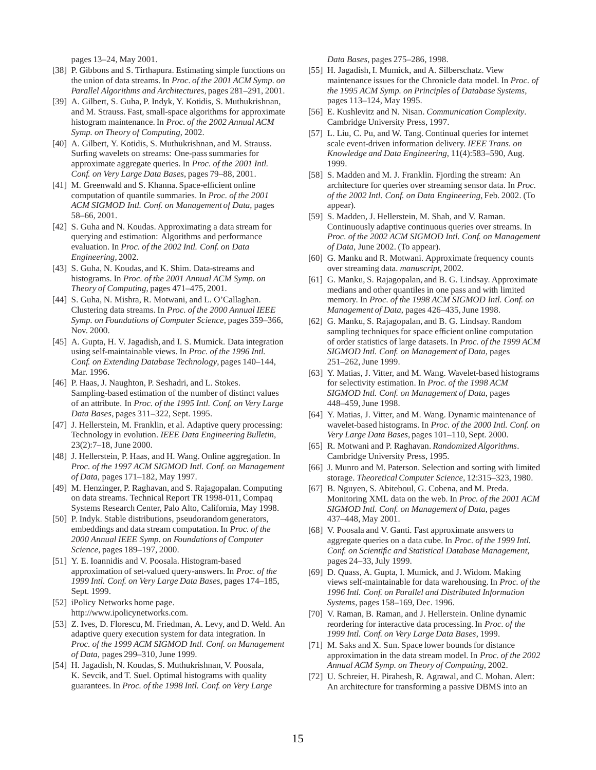pages 13–24, May 2001.

[38] P. Gibbons and S. Tirthapura. Estimating simple functions on the union of data streams. In *Proc. of the 2001 ACM Symp. on Parallel Algorithms and Architectures*, pages 281–291, 2001.

[39] A. Gilbert, S. Guha, P. Indyk, Y. Kotidis, S. Muthukrishnan, and M. Strauss. Fast, small-space algorithms for approximate histogram maintenance. In *Proc. of the 2002 Annual ACM Symp. on Theory of Computing*, 2002.

[40] A. Gilbert, Y. Kotidis, S. Muthukrishnan, and M. Strauss. Surfing wavelets on streams: One-pass summaries for approximate aggregate queries. In *Proc. of the 2001 Intl. Conf. on Very Large Data Bases*, pages 79–88, 2001.

[41] M. Greenwald and S. Khanna. Space-efficient online computation of quantile summaries. In *Proc. of the 2001 ACM SIGMOD Intl. Conf. on Management of Data*, pages 58–66, 2001.

[42] S. Guha and N. Koudas. Approximating a data stream for querying and estimation: Algorithms and performance evaluation. In *Proc. of the 2002 Intl. Conf. on Data Engineering*, 2002.

[43] S. Guha, N. Koudas, and K. Shim. Data-streams and histograms. In *Proc. of the 2001 Annual ACM Symp. on Theory of Computing*, pages 471–475, 2001.

[44] S. Guha, N. Mishra, R. Motwani, and L. O'Callaghan. Clustering data streams. In *Proc. of the 2000 Annual IEEE Symp. on Foundations of Computer Science*, pages 359–366, Nov. 2000.

[45] A. Gupta, H. V. Jagadish, and I. S. Mumick. Data integration using self-maintainable views. In *Proc. of the 1996 Intl. Conf. on Extending Database Technology*, pages 140–144, Mar. 1996.

[46] P. Haas, J. Naughton, P. Seshadri, and L. Stokes. Sampling-based estimation of the number of distinct values of an attribute. In *Proc. of the 1995 Intl. Conf. on Very Large Data Bases*, pages 311–322, Sept. 1995.

[47] J. Hellerstein, M. Franklin, et al. Adaptive query processing: Technology in evolution. *IEEE Data Engineering Bulletin*, 23(2):7–18, June 2000.

[48] J. Hellerstein, P. Haas, and H. Wang. Online aggregation. In *Proc. of the 1997 ACM SIGMOD Intl. Conf. on Management of Data*, pages 171–182, May 1997.

[49] M. Henzinger, P. Raghavan, and S. Rajagopalan. Computing on data streams. Technical Report TR 1998-011, Compaq Systems Research Center, Palo Alto, California, May 1998.

[50] P. Indyk. Stable distributions, pseudorandom generators, embeddings and data stream computation. In *Proc. of the 2000 Annual IEEE Symp. on Foundations of Computer Science*, pages 189–197, 2000.

[51] Y. E. Ioannidis and V. Poosala. Histogram-based approximation of set-valued query-answers. In *Proc. of the 1999 Intl. Conf. on Very Large Data Bases*, pages 174–185, Sept. 1999.

[52] iPolicy Networks home page. http://www.ipolicynetworks.com.

[53] Z. Ives, D. Florescu, M. Friedman, A. Levy, and D. Weld. An adaptive query execution system for data integration. In *Proc. of the 1999 ACM SIGMOD Intl. Conf. on Management of Data*, pages 299–310, June 1999.

[54] H. Jagadish, N. Koudas, S. Muthukrishnan, V. Poosala, K. Sevcik, and T. Suel. Optimal histograms with quality guarantees. In *Proc. of the 1998 Intl. Conf. on Very Large Data Bases*, pages 275–286, 1998.

[55] H. Jagadish, I. Mumick, and A. Silberschatz. View maintenance issues for the Chronicle data model. In *Proc. of the 1995 ACM Symp. on Principles of Database Systems*, pages 113–124, May 1995.

[56] E. Kushlevitz and N. Nisan. *Communication Complexity*. Cambridge University Press, 1997.

[57] L. Liu, C. Pu, and W. Tang. Continual queries for internet scale event-driven information delivery. *IEEE Trans. on Knowledge and Data Engineering*, 11(4):583–590, Aug. 1999.

[58] S. Madden and M. J. Franklin. Fjording the stream: An architecture for queries over streaming sensor data. In *Proc. of the 2002 Intl. Conf. on Data Engineering*, Feb. 2002. (To appear).

[59] S. Madden, J. Hellerstein, M. Shah, and V. Raman. Continuously adaptive continuous queries over streams. In *Proc. of the 2002 ACM SIGMOD Intl. Conf. on Management of Data*, June 2002. (To appear).

[60] G. Manku and R. Motwani. Approximate frequency counts over streaming data. *manuscript*, 2002.

[61] G. Manku, S. Rajagopalan, and B. G. Lindsay. Approximate medians and other quantiles in one pass and with limited memory. In *Proc. of the 1998 ACM SIGMOD Intl. Conf. on Management of Data*, pages 426–435, June 1998.

[62] G. Manku, S. Rajagopalan, and B. G. Lindsay. Random sampling techniques for space efficient online computation of order statistics of large datasets. In *Proc. of the 1999 ACM SIGMOD Intl. Conf. on Management of Data*, pages 251–262, June 1999.

[63] Y. Matias, J. Vitter, and M. Wang. Wavelet-based histograms for selectivity estimation. In *Proc. of the 1998 ACM SIGMOD Intl. Conf. on Management of Data*, pages 448–459, June 1998.

[64] Y. Matias, J. Vitter, and M. Wang. Dynamic maintenance of wavelet-based histograms. In *Proc. of the 2000 Intl. Conf. on Very Large Data Bases*, pages 101–110, Sept. 2000.

[65] R. Motwani and P. Raghavan. *Randomized Algorithms*. Cambridge University Press, 1995.

[66] J. Munro and M. Paterson. Selection and sorting with limited storage. *Theoretical Computer Science*, 12:315–323, 1980.

[67] B. Nguyen, S. Abiteboul, G. Cobena, and M. Preda. Monitoring XML data on the web. In *Proc. of the 2001 ACM SIGMOD Intl. Conf. on Management of Data*, pages 437–448, May 2001.

[68] V. Poosala and V. Ganti. Fast approximate answers to aggregate queries on a data cube. In *Proc. of the 1999 Intl. Conf. on Scientific and Statistical Database Management*, pages 24–33, July 1999.

[69] D. Quass, A. Gupta, I. Mumick, and J. Widom. Making views self-maintainable for data warehousing. In *Proc. of the 1996 Intl. Conf. on Parallel and Distributed Information Systems*, pages 158–169, Dec. 1996.

[70] V. Raman, B. Raman, and J. Hellerstein. Online dynamic reordering for interactive data processing. In *Proc. of the 1999 Intl. Conf. on Very Large Data Bases*, 1999.

[71] M. Saks and X. Sun. Space lower bounds for distance approximation in the data stream model. In *Proc. of the 2002 Annual ACM Symp. on Theory of Computing*, 2002.

[72] U. Schreier, H. Pirahesh, R. Agrawal, and C. Mohan. Alert: An architecture for transforming a passive DBMS into an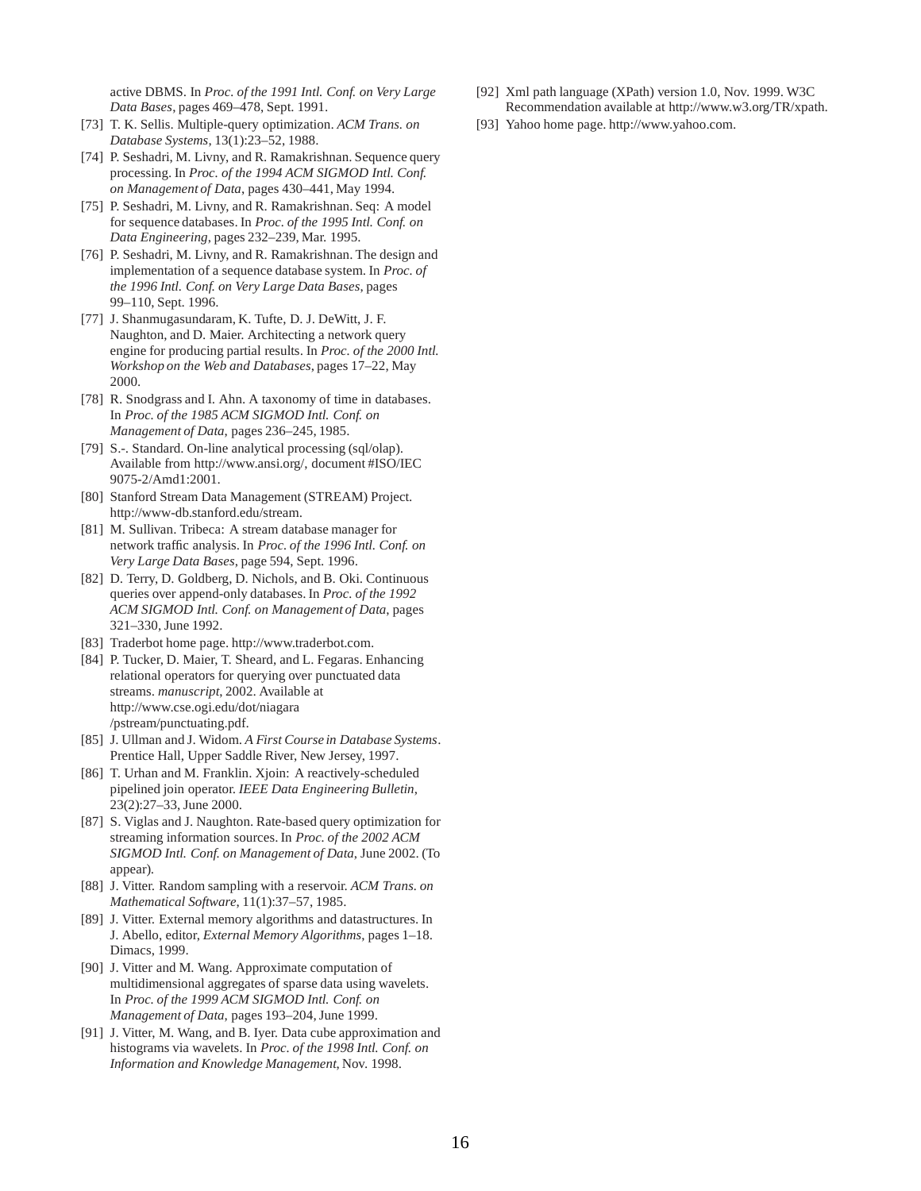active DBMS. In *Proc. of the 1991 Intl. Conf. on Very Large Data Bases*, pages 469–478, Sept. 1991.

[73] T. K. Sellis. Multiple-query optimization. *ACM Trans. on Database Systems*, 13(1):23–52, 1988.

[74] P. Seshadri, M. Livny, and R. Ramakrishnan. Sequence query processing. In *Proc. of the 1994 ACM SIGMOD Intl. Conf. on Management of Data*, pages 430–441, May 1994.

[75] P. Seshadri, M. Livny, and R. Ramakrishnan. Seq: A model for sequence databases. In *Proc. of the 1995 Intl. Conf. on Data Engineering*, pages 232–239, Mar. 1995.

[76] P. Seshadri, M. Livny, and R. Ramakrishnan. The design and implementation of a sequence database system. In *Proc. of the 1996 Intl. Conf. on Very Large Data Bases*, pages 99–110, Sept. 1996.

[77] J. Shanmugasundaram, K. Tufte, D. J. DeWitt, J. F. Naughton, and D. Maier. Architecting a network query engine for producing partial results. In *Proc. of the 2000 Intl. Workshop on the Web and Databases*, pages 17–22, May 2000.

[78] R. Snodgrass and I. Ahn. A taxonomy of time in databases. In *Proc. of the 1985 ACM SIGMOD Intl. Conf. on Management of Data*, pages 236–245, 1985.

[79] S.-. Standard. On-line analytical processing (sql/olap). Available from http://www.ansi.org/, document #ISO/IEC 9075-2/Amd1:2001.

[80] Stanford Stream Data Management (STREAM) Project. http://www-db.stanford.edu/stream.

[81] M. Sullivan. Tribeca: A stream database manager for network traffic analysis. In *Proc. of the 1996 Intl. Conf. on Very Large Data Bases*, page 594, Sept. 1996.

[82] D. Terry, D. Goldberg, D. Nichols, and B. Oki. Continuous queries over append-only databases. In *Proc. of the 1992 ACM SIGMOD Intl. Conf. on Management of Data*, pages 321–330, June 1992.

[83] Traderbot home page. http://www.traderbot.com.

[84] P. Tucker, D. Maier, T. Sheard, and L. Fegaras. Enhancing relational operators for querying over punctuated data streams. *manuscript*, 2002. Available at http://www.cse.ogi.edu/dot/niagara /pstream/punctuating.pdf.

[85] J. Ullman and J. Widom. *A First Course in Database Systems*. Prentice Hall, Upper Saddle River, New Jersey, 1997.

[86] T. Urhan and M. Franklin. Xjoin: A reactively-scheduled pipelined join operator. *IEEE Data Engineering Bulletin*, 23(2):27–33, June 2000.

[87] S. Viglas and J. Naughton. Rate-based query optimization for streaming information sources. In *Proc. of the 2002 ACM SIGMOD Intl. Conf. on Management of Data*, June 2002. (To appear).

[88] J. Vitter. Random sampling with a reservoir. *ACM Trans. on Mathematical Software*, 11(1):37–57, 1985.

[89] J. Vitter. External memory algorithms and datastructures. In J. Abello, editor, *External Memory Algorithms*, pages 1–18. Dimacs, 1999.

[90] J. Vitter and M. Wang. Approximate computation of multidimensional aggregates of sparse data using wavelets. In *Proc. of the 1999 ACM SIGMOD Intl. Conf. on Management of Data*, pages 193–204, June 1999.

[91] J. Vitter, M. Wang, and B. Iyer. Data cube approximation and histograms via wavelets. In *Proc. of the 1998 Intl. Conf. on Information and Knowledge Management*, Nov. 1998.

[92] Xml path language (XPath) version 1.0, Nov. 1999. W3C Recommendation available at http://www.w3.org/TR/xpath.

[93] Yahoo home page. http://www.yahoo.com.